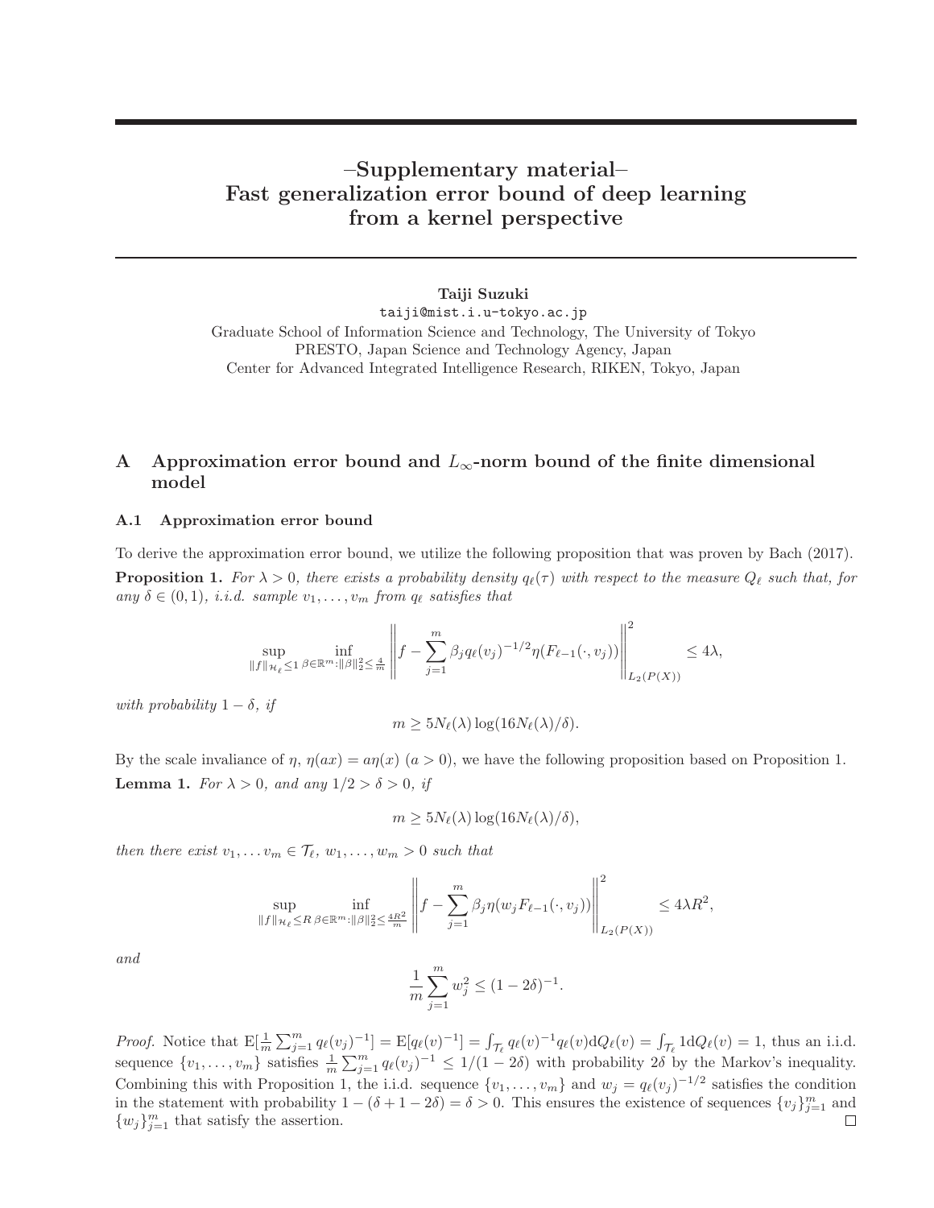# –Supplementary material–
# Fast generalization error bound of deep learning from a kernel perspective

**Taiji Suzuki**

taiji@mist.i.u-tokyo.ac.jp

Graduate School of Information Science and Technology, The University of Tokyo
PRESTO, Japan Science and Technology Agency, Japan
Center for Advanced Integrated Intelligence Research, RIKEN, Tokyo, Japan

## A Approximation error bound and $L_\infty$-norm bound of the finite dimensional model

### A.1 Approximation error bound

To derive the approximation error bound, we utilize the following proposition that was proven by Bach (2017).

**Proposition 1.** *For $\lambda > 0$, there exists a probability density $q_\ell(\tau)$ with respect to the measure $Q_\ell$ such that, for any $\delta \in (0, 1)$, i.i.d. sample $v_1, \dots, v_m$ from $q_\ell$ satisfies that*

$$\sup_{\|f\|_{\mathcal{H}_\ell} \leq 1} \inf_{\beta \in \mathbb{R}^m : \|\beta\|_2^2 \leq \frac{4}{m}} \left\| f - \sum_{j=1}^{m} \beta_j q_\ell(v_j)^{-1/2} \eta(F_{\ell-1}(\cdot, v_j)) \right\|_{L_2(P(X))}^2 \leq 4\lambda,$$

*with probability $1 - \delta$, if*

$$m \geq 5 N_\ell(\lambda) \log(16 N_\ell(\lambda)/\delta).$$

By the scale invaliance of $\eta$, $\eta(ax) = a\eta(x)$ $(a > 0)$, we have the following proposition based on Proposition 1.

**Lemma 1.** *For $\lambda > 0$, and any $1/2 > \delta > 0$, if*

$$m \geq 5 N_\ell(\lambda) \log(16 N_\ell(\lambda)/\delta),$$

*then there exist $v_1, \dots v_m \in \mathcal{T}_\ell$, $w_1, \dots, w_m > 0$ such that*

$$\sup_{\|f\|_{\mathcal{H}_\ell} \leq R} \inf_{\beta \in \mathbb{R}^m : \|\beta\|_2^2 \leq \frac{4R^2}{m}} \left\| f - \sum_{j=1}^{m} \beta_j \eta(w_j F_{\ell-1}(\cdot, v_j)) \right\|_{L_2(P(X))}^2 \leq 4\lambda R^2,$$

*and*

$$\frac{1}{m} \sum_{j=1}^{m} w_j^2 \leq (1 - 2\delta)^{-1}.$$

*Proof.* Notice that $\mathrm{E}[\frac{1}{m}\sum_{j=1}^m q_\ell(v_j)^{-1}] = \mathrm{E}[q_\ell(v)^{-1}] = \int_{\mathcal{T}_\ell} q_\ell(v)^{-1} q_\ell(v) \mathrm{d}Q_\ell(v) = \int_{\mathcal{T}_\ell} 1 \mathrm{d}Q_\ell(v) = 1$, thus an i.i.d. sequence $\{v_1, \dots, v_m\}$ satisfies $\frac{1}{m}\sum_{j=1}^m q_\ell(v_j)^{-1} \leq 1/(1-2\delta)$ with probability $2\delta$ by the Markov's inequality. Combining this with Proposition 1, the i.i.d. sequence $\{v_1, \dots, v_m\}$ and $w_j = q_\ell(v_j)^{-1/2}$ satisfies the condition in the statement with probability $1 - (\delta + 1 - 2\delta) = \delta > 0$. This ensures the existence of sequences $\{v_j\}_{j=1}^m$ and $\{w_j\}_{j=1}^m$ that satisfy the assertion. □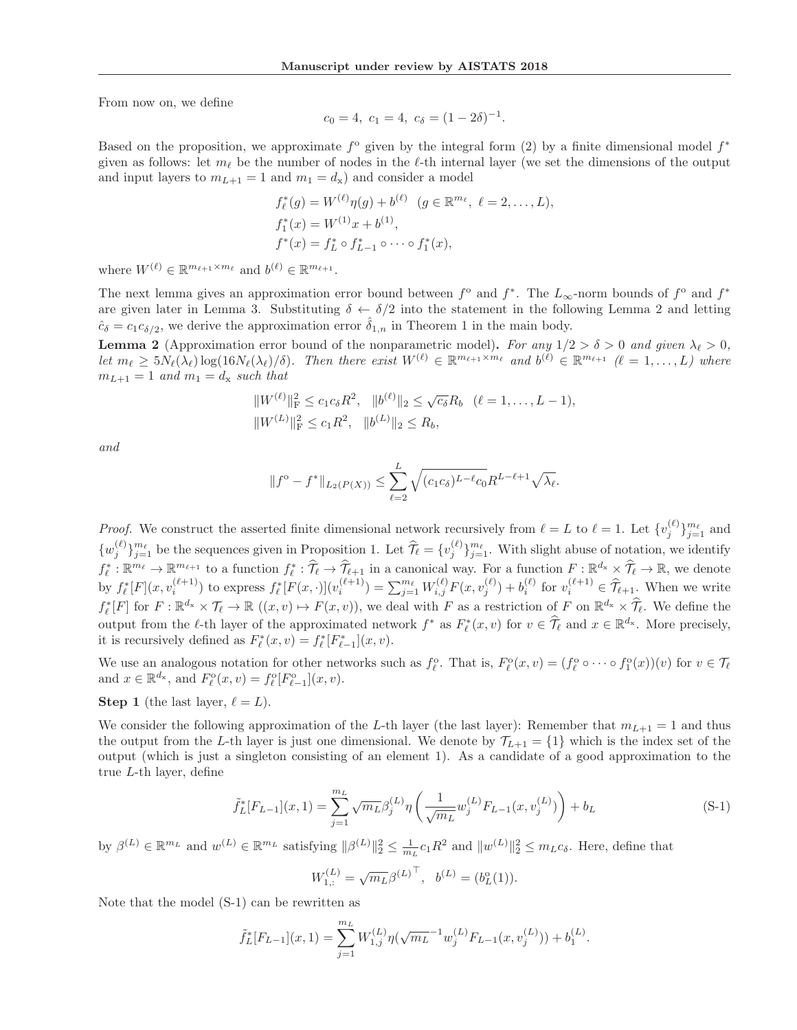From now on, we define

$$c_0 = 4,\ c_1 = 4,\ c_\delta = (1-2\delta)^{-1}.$$

Based on the proposition, we approximate $f^{\mathrm{o}}$ given by the integral form (2) by a finite dimensional model $f^*$ given as follows: let $m_\ell$ be the number of nodes in the $\ell$-th internal layer (we set the dimensions of the output and input layers to $m_{L+1} = 1$ and $m_1 = d_{\mathrm{x}}$) and consider a model

$$f^*_\ell(g) = W^{(\ell)}\eta(g) + b^{(\ell)} \quad (g \in \mathbb{R}^{m_\ell},\ \ell = 2,\dots,L),$$
$$f^*_1(x) = W^{(1)}x + b^{(1)},$$
$$f^*(x) = f^*_L \circ f^*_{L-1} \circ \cdots \circ f^*_1(x),$$

where $W^{(\ell)} \in \mathbb{R}^{m_{\ell+1}\times m_\ell}$ and $b^{(\ell)} \in \mathbb{R}^{m_{\ell+1}}$.

The next lemma gives an approximation error bound between $f^{\mathrm{o}}$ and $f^*$. The $L_\infty$-norm bounds of $f^{\mathrm{o}}$ and $f^*$ are given later in Lemma 3. Substituting $\delta \leftarrow \delta/2$ into the statement in the following Lemma 2 and letting $\hat{c}_\delta = c_1 c_{\delta/2}$, we derive the approximation error $\hat{\delta}_{1,n}$ in Theorem 1 in the main body.

**Lemma 2** (Approximation error bound of the nonparametric model)**.** *For any $1/2 > \delta > 0$ and given $\lambda_\ell > 0$, let $m_\ell \geq 5N_\ell(\lambda_\ell)\log(16N_\ell(\lambda_\ell)/\delta)$. Then there exist $W^{(\ell)} \in \mathbb{R}^{m_{\ell+1}\times m_\ell}$ and $b^{(\ell)} \in \mathbb{R}^{m_{\ell+1}}$ $(\ell = 1,\dots,L)$ where $m_{L+1} = 1$ and $m_1 = d_{\mathrm{x}}$ such that*

$$\|W^{(\ell)}\|_{\mathrm{F}}^2 \leq c_1 c_\delta R^2, \quad \|b^{(\ell)}\|_2 \leq \sqrt{c_\delta} R_b \quad (\ell = 1,\dots,L-1),$$
$$\|W^{(L)}\|_{\mathrm{F}}^2 \leq c_1 R^2, \quad \|b^{(L)}\|_2 \leq R_b,$$

*and*

$$\|f^{\mathrm{o}} - f^*\|_{L_2(P(X))} \leq \sum_{\ell=2}^{L} \sqrt{(c_1 c_\delta)^{L-\ell} c_0} R^{L-\ell+1}\sqrt{\lambda_\ell}.$$

*Proof.* We construct the asserted finite dimensional network recursively from $\ell = L$ to $\ell = 1$. Let $\{v^{(\ell)}_j\}_{j=1}^{m_\ell}$ and $\{w^{(\ell)}_j\}_{j=1}^{m_\ell}$ be the sequences given in Proposition 1. Let $\widehat{\mathcal{T}}_\ell = \{v^{(\ell)}_j\}_{j=1}^{m_\ell}$. With slight abuse of notation, we identify $f^*_\ell : \mathbb{R}^{m_\ell} \to \mathbb{R}^{m_{\ell+1}}$ to a function $f^*_\ell : \widehat{\mathcal{T}}_\ell \to \widehat{\mathcal{T}}_{\ell+1}$ in a canonical way. For a function $F : \mathbb{R}^{d_{\mathrm{x}}} \times \widehat{\mathcal{T}}_\ell \to \mathbb{R}$, we denote by $f^*_\ell[F](x, v^{(\ell+1)}_i)$ to express $f^*_\ell[F(x,\cdot)](v^{(\ell+1)}_i) = \sum_{j=1}^{m_\ell} W^{(\ell)}_{i,j} F(x, v^{(\ell)}_j) + b^{(\ell)}_i$ for $v^{(\ell+1)}_i \in \widehat{\mathcal{T}}_{\ell+1}$. When we write $f^*_\ell[F]$ for $F : \mathbb{R}^{d_{\mathrm{x}}} \times \mathcal{T}_\ell \to \mathbb{R}$ $((x,v) \mapsto F(x,v))$, we deal with $F$ as a restriction of $F$ on $\mathbb{R}^{d_{\mathrm{x}}} \times \widehat{\mathcal{T}}_\ell$. We define the output from the $\ell$-th layer of the approximated network $f^*$ as $F^*_\ell(x,v)$ for $v \in \widehat{\mathcal{T}}_\ell$ and $x \in \mathbb{R}^{d_{\mathrm{x}}}$. More precisely, it is recursively defined as $F^*_\ell(x,v) = f^*_\ell[F^*_{\ell-1}](x,v)$.

We use an analogous notation for other networks such as $f^{\mathrm{o}}_\ell$. That is, $F^{\mathrm{o}}_\ell(x,v) = (f^{\mathrm{o}}_\ell \circ \cdots \circ f^{\mathrm{o}}_1(x))(v)$ for $v \in \mathcal{T}_\ell$ and $x \in \mathbb{R}^{d_{\mathrm{x}}}$, and $F^{\mathrm{o}}_\ell(x,v) = f^{\mathrm{o}}_\ell[F^{\mathrm{o}}_{\ell-1}](x,v)$.

**Step 1** (the last layer, $\ell = L$).

We consider the following approximation of the $L$-th layer (the last layer): Remember that $m_{L+1} = 1$ and thus the output from the $L$-th layer is just one dimensional. We denote by $\mathcal{T}_{L+1} = \{1\}$ which is the index set of the output (which is just a singleton consisting of an element 1). As a candidate of a good approximation to the true $L$-th layer, define

$$\tilde{f}^*_L[F_{L-1}](x,1) = \sum_{j=1}^{m_L} \sqrt{m_L}\beta^{(L)}_j \eta\left(\frac{1}{\sqrt{m_L}} w^{(L)}_j F_{L-1}(x, v^{(L)}_j)\right) + b_L \tag{S-1}$$

by $\beta^{(L)} \in \mathbb{R}^{m_L}$ and $w^{(L)} \in \mathbb{R}^{m_L}$ satisfying $\|\beta^{(L)}\|_2^2 \leq \frac{1}{m_L} c_1 R^2$ and $\|w^{(L)}\|_2^2 \leq m_L c_\delta$. Here, define that

$$W^{(L)}_{1,:} = \sqrt{m_L}{\beta^{(L)}}^\top, \quad b^{(L)} = (b^{\mathrm{o}}_L(1)).$$

Note that the model (S-1) can be rewritten as

$$\tilde{f}^*_L[F_{L-1}](x,1) = \sum_{j=1}^{m_L} W^{(L)}_{1,j} \eta({\sqrt{m_L}}^{-1} w^{(L)}_j F_{L-1}(x, v^{(L)}_j)) + b^{(L)}_1.$$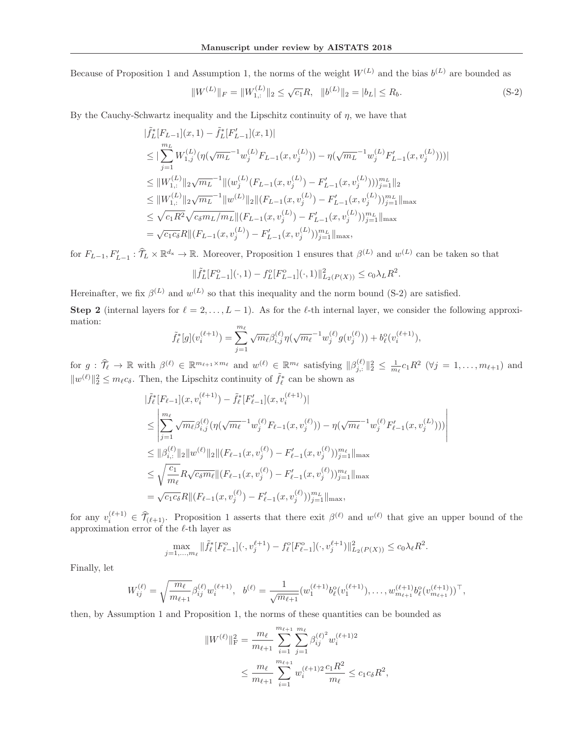Because of Proposition 1 and Assumption 1, the norms of the weight $W^{(L)}$ and the bias $b^{(L)}$ are bounded as

$$\|W^{(L)}\|_F = \|W^{(L)}_{1,:}\|_2 \leq \sqrt{c_1}R, \quad \|b^{(L)}\|_2 = |b_L| \leq R_b. \tag{S-2}$$

By the Cauchy-Schwartz inequality and the Lipschitz continuity of $\eta$, we have that

$$\begin{aligned}
&|\tilde{f}^*_L[F_{L-1}](x,1) - \tilde{f}^*_L[F'_{L-1}](x,1)| \\
&\leq |\sum_{j=1}^{m_L} W^{(L)}_{1,j}(\eta(\sqrt{m_L}^{-1} w^{(L)}_j F_{L-1}(x, v^{(L)}_j)) - \eta(\sqrt{m_L}^{-1} w^{(L)}_j F'_{L-1}(x, v^{(L)}_j)))| \\
&\leq \|W^{(L)}_{1,:}\|_2 \sqrt{m_L}^{-1} \|(w^{(L)}_j (F_{L-1}(x, v^{(L)}_j) - F'_{L-1}(x, v^{(L)}_j)))_{j=1}^{m_L}\|_2 \\
&\leq \|W^{(L)}_{1,:}\|_2 \sqrt{m_L}^{-1} \|w^{(L)}\|_2 \|(F_{L-1}(x, v^{(L)}_j) - F'_{L-1}(x, v^{(L)}_j))_{j=1}^{m_L}\|_{\max} \\
&\leq \sqrt{c_1 R^2}\sqrt{c_\delta m_L / m_L} \|(F_{L-1}(x, v^{(L)}_j) - F'_{L-1}(x, v^{(L)}_j))_{j=1}^{m_L}\|_{\max} \\
&= \sqrt{c_1 c_\delta} R \|(F_{L-1}(x, v^{(L)}_j) - F'_{L-1}(x, v^{(L)}_j))_{j=1}^{m_L}\|_{\max},
\end{aligned}$$

for $F_{L-1}, F'_{L-1} : \widehat{\mathcal{T}}_L \times \mathbb{R}^{d_x} \to \mathbb{R}$. Moreover, Proposition 1 ensures that $\beta^{(L)}$ and $w^{(L)}$ can be taken so that

$$\|\tilde{f}^*_L[F^{\mathrm{o}}_{L-1}](\cdot,1) - f^{\mathrm{o}}_L[F^{\mathrm{o}}_{L-1}](\cdot,1)\|^2_{L_2(P(X))} \leq c_0 \lambda_L R^2.$$

Hereinafter, we fix $\beta^{(L)}$ and $w^{(L)}$ so that this inequality and the norm bound (S-2) are satisfied.

**Step 2** (internal layers for $\ell = 2, \ldots, L-1$). As for the $\ell$-th internal layer, we consider the following approximation:

$$\tilde{f}^*_\ell[g](v^{(\ell+1)}_i) = \sum_{j=1}^{m_\ell} \sqrt{m_\ell}\beta^{(\ell)}_{i,j} \eta(\sqrt{m_\ell}^{-1} w^{(\ell)}_j g(v^{(\ell)}_j)) + b^{\mathrm{o}}_\ell(v^{(\ell+1)}_i),$$

for $g : \widehat{\mathcal{T}}_\ell \to \mathbb{R}$ with $\beta^{(\ell)} \in \mathbb{R}^{m_{\ell+1} \times m_\ell}$ and $w^{(\ell)} \in \mathbb{R}^{m_\ell}$ satisfying $\|\beta^{(\ell)}_{j,:}\|_2^2 \leq \frac{1}{m_\ell} c_1 R^2$ ($\forall j = 1, \ldots, m_{\ell+1}$) and $\|w^{(\ell)}\|_2^2 \leq m_\ell c_\delta$. Then, the Lipschitz continuity of $\tilde{f}^*_\ell$ can be shown as

$$\begin{aligned}
&|\tilde{f}^*_\ell[F_{\ell-1}](x, v^{(\ell+1)}_i) - \tilde{f}^*_\ell[F'_{\ell-1}](x, v^{(\ell+1)}_i)| \\
&\leq \left| \sum_{j=1}^{m_\ell} \sqrt{m_\ell}\beta^{(\ell)}_{i,j}(\eta(\sqrt{m_\ell}^{-1} w^{(\ell)}_j F_{\ell-1}(x, v^{(\ell)}_j)) - \eta(\sqrt{m_\ell}^{-1} w^{(\ell)}_j F'_{\ell-1}(x, v^{(L)}_j))) \right| \\
&\leq \|\beta^{(\ell)}_{i,:}\|_2 \|w^{(\ell)}\|_2 \|(F_{\ell-1}(x, v^{(\ell)}_j) - F'_{\ell-1}(x, v^{(\ell)}_j))_{j=1}^{m_\ell}\|_{\max} \\
&\leq \sqrt{\frac{c_1}{m_\ell}} R \sqrt{c_\delta m_\ell} \|(F_{\ell-1}(x, v^{(\ell)}_j) - F'_{\ell-1}(x, v^{(\ell)}_j))_{j=1}^{m_\ell}\|_{\max} \\
&= \sqrt{c_1 c_\delta} R \|(F_{\ell-1}(x, v^{(\ell)}_j) - F'_{\ell-1}(x, v^{(\ell)}_j))_{j=1}^{m_L}\|_{\max},
\end{aligned}$$

for any $v^{(\ell+1)}_i \in \widehat{\mathcal{T}}_{(\ell+1)}$. Proposition 1 asserts that there exit $\beta^{(\ell)}$ and $w^{(\ell)}$ that give an upper bound of the approximation error of the $\ell$-th layer as

$$\max_{j=1,\ldots,m_\ell} \|\tilde{f}^*_\ell[F^{\mathrm{o}}_{\ell-1}](\cdot, v^{\ell+1}_j) - f^{\mathrm{o}}_\ell[F^{\mathrm{o}}_{\ell-1}](\cdot, v^{\ell+1}_j)\|^2_{L_2(P(X))} \leq c_0 \lambda_\ell R^2.$$

Finally, let

$$W^{(\ell)}_{ij} = \sqrt{\frac{m_\ell}{m_{\ell+1}}} \beta^{(\ell)}_{ij} w^{(\ell+1)}_i, \quad b^{(\ell)} = \frac{1}{\sqrt{m_{\ell+1}}}(w^{(\ell+1)}_1 b^{\mathrm{o}}_\ell(v^{(\ell+1)}_1), \ldots, w^{(\ell+1)}_{m_{\ell+1}} b^{\mathrm{o}}_\ell(v^{(\ell+1)}_{m_{\ell+1}}))^\top,$$

then, by Assumption 1 and Proposition 1, the norms of these quantities can be bounded as

$$\begin{aligned}
\|W^{(\ell)}\|_{\mathrm{F}}^2 &= \frac{m_\ell}{m_{\ell+1}} \sum_{i=1}^{m_{\ell+1}} \sum_{j=1}^{m_\ell} {\beta^{(\ell)}_{ij}}^2 w^{(\ell+1)2}_i \\
&\leq \frac{m_\ell}{m_{\ell+1}} \sum_{i=1}^{m_{\ell+1}} w^{(\ell+1)2}_i \frac{c_1 R^2}{m_\ell} \leq c_1 c_\delta R^2,
\end{aligned}$$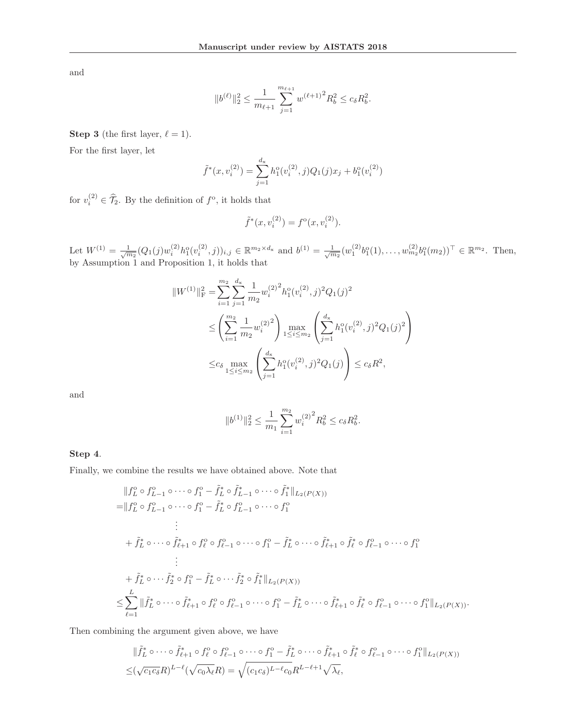and

$$
\|b^{(\ell)}\|_2^2 \le \frac{1}{m_{\ell+1}} \sum_{j=1}^{m_{\ell+1}} {w^{(\ell+1)}}^2 R_b^2 \le c_\delta R_b^2.
$$

**Step 3** (the first layer, $\ell = 1$).

For the first layer, let

$$
\tilde{f}^*(x, v_i^{(2)}) = \sum_{j=1}^{d_{\rm x}} h_1^{\rm o}(v_i^{(2)}, j) Q_1(j) x_j + b_1^{\rm o}(v_i^{(2)})
$$

for $v_i^{(2)} \in \widehat{\mathcal{T}}_2$. By the definition of $f^{\rm o}$, it holds that

$$
\tilde{f}^*(x, v_i^{(2)}) = f^{\rm o}(x, v_i^{(2)}).
$$

Let $W^{(1)} = \frac{1}{\sqrt{m_2}}(Q_1(j) w_i^{(2)} h_1^{\rm o}(v_i^{(2)}, j))_{i,j} \in \mathbb{R}^{m_2 \times d_{\rm x}}$ and $b^{(1)} = \frac{1}{\sqrt{m_2}}(w_1^{(2)} b_1^{\rm o}(1), \dots, w_{m_2}^{(2)} b_1^{\rm o}(m_2))^\top \in \mathbb{R}^{m_2}$. Then, by Assumption 1 and Proposition 1, it holds that

$$
\begin{aligned}
\|W^{(1)}\|_{\rm F}^2 =& \sum_{i=1}^{m_2} \sum_{j=1}^{d_{\rm x}} \frac{1}{m_2} {w_i^{(2)}}^2 h_1^{\rm o}(v_i^{(2)}, j)^2 Q_1(j)^2 \\
\le& \left( \sum_{i=1}^{m_2} \frac{1}{m_2} {w_i^{(2)}}^2 \right) \max_{1 \le i \le m_2} \left( \sum_{j=1}^{d_{\rm x}} h_1^{\rm o}(v_i^{(2)}, j)^2 Q_1(j)^2 \right) \\
\le& c_\delta \max_{1 \le i \le m_2} \left( \sum_{j=1}^{d_{\rm x}} h_1^{\rm o}(v_i^{(2)}, j)^2 Q_1(j) \right) \le c_\delta R^2,
\end{aligned}
$$

and

$$
\|b^{(1)}\|_2^2 \le \frac{1}{m_1} \sum_{i=1}^{m_2} {w_i^{(2)}}^2 R_b^2 \le c_\delta R_b^2.
$$

**Step 4**.

Finally, we combine the results we have obtained above. Note that

$$
\begin{aligned}
&\|f_L^{\rm o} \circ f_{L-1}^{\rm o} \circ \cdots \circ f_1^{\rm o} - \tilde{f}_L^* \circ \tilde{f}_{L-1}^* \circ \cdots \circ \tilde{f}_1^*\|_{L_2(P(X))} \\
=& \|f_L^{\rm o} \circ f_{L-1}^{\rm o} \circ \cdots \circ f_1^{\rm o} - \tilde{f}_L^* \circ f_{L-1}^{\rm o} \circ \cdots \circ f_1^{\rm o} \\
& \qquad \vdots \\
&+ \tilde{f}_L^* \circ \cdots \circ \tilde{f}_{\ell+1}^* \circ f_\ell^{\rm o} \circ f_{\ell-1}^{\rm o} \circ \cdots \circ f_1^{\rm o} - \tilde{f}_L^* \circ \cdots \circ \tilde{f}_{\ell+1}^* \circ \tilde{f}_\ell^* \circ f_{\ell-1}^{\rm o} \circ \cdots \circ f_1^{\rm o} \\
& \qquad \vdots \\
&+ \tilde{f}_L^* \circ \cdots \tilde{f}_2^* \circ f_1^{\rm o} - \tilde{f}_L^* \circ \cdots \tilde{f}_2^* \circ \tilde{f}_1^*\|_{L_2(P(X))} \\
\le& \sum_{\ell=1}^{L} \|\tilde{f}_L^* \circ \cdots \circ \tilde{f}_{\ell+1}^* \circ f_\ell^{\rm o} \circ f_{\ell-1}^{\rm o} \circ \cdots \circ f_1^{\rm o} - \tilde{f}_L^* \circ \cdots \circ \tilde{f}_{\ell+1}^* \circ \tilde{f}_\ell^* \circ f_{\ell-1}^{\rm o} \circ \cdots \circ f_1^{\rm o}\|_{L_2(P(X))}.
\end{aligned}
$$

Then combining the argument given above, we have

$$
\begin{aligned}
&\|\tilde{f}_L^* \circ \cdots \circ \tilde{f}_{\ell+1}^* \circ f_\ell^{\rm o} \circ f_{\ell-1}^{\rm o} \circ \cdots \circ f_1^{\rm o} - \tilde{f}_L^* \circ \cdots \circ \tilde{f}_{\ell+1}^* \circ \tilde{f}_\ell^* \circ f_{\ell-1}^{\rm o} \circ \cdots \circ f_1^{\rm o}\|_{L_2(P(X))} \\
\le& (\sqrt{c_1 c_\delta} R)^{L-\ell} (\sqrt{c_0 \lambda_\ell} R) = \sqrt{(c_1 c_\delta)^{L-\ell} c_0} R^{L-\ell+1} \sqrt{\lambda_\ell},
\end{aligned}
$$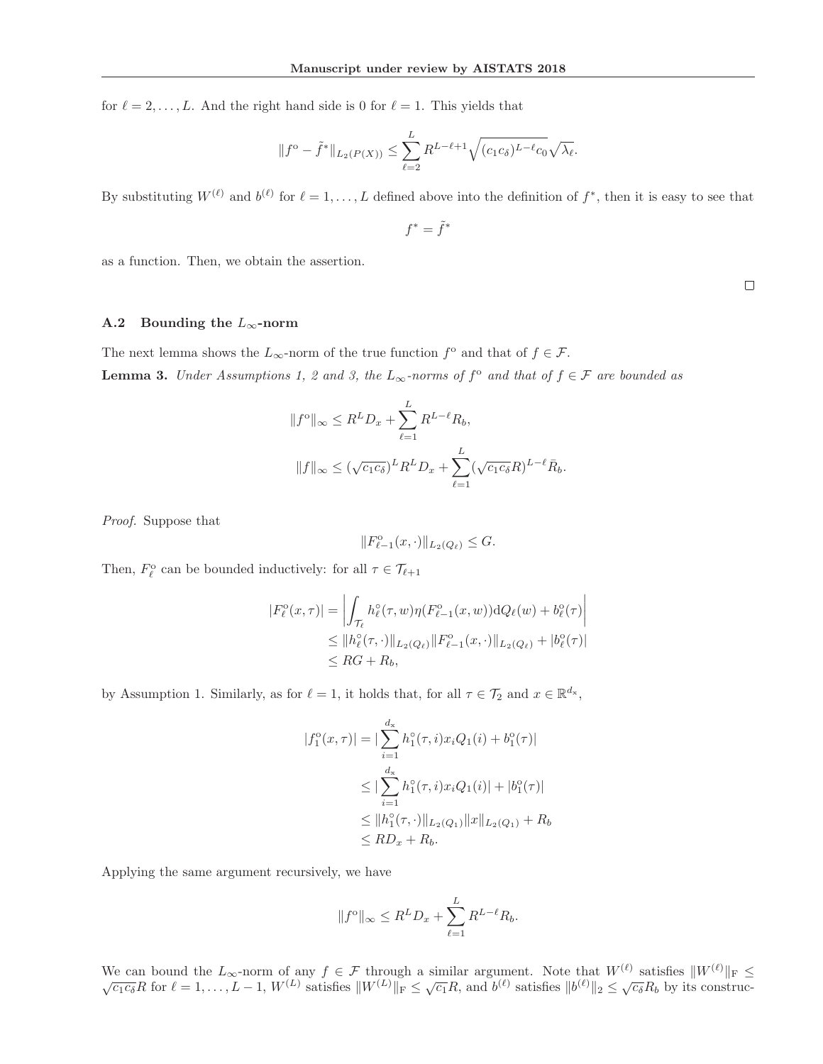for $\ell = 2, \ldots, L$. And the right hand side is 0 for $\ell = 1$. This yields that

$$\|f^{\rm o} - \tilde{f}^*\|_{L_2(P(X))} \leq \sum_{\ell=2}^{L} R^{L-\ell+1}\sqrt{(c_1 c_\delta)^{L-\ell} c_0}\sqrt{\lambda_\ell}.$$

By substituting $W^{(\ell)}$ and $b^{(\ell)}$ for $\ell = 1, \ldots, L$ defined above into the definition of $f^*$, then it is easy to see that

$$f^* = \tilde{f}^*$$

as a function. Then, we obtain the assertion.

□

### A.2 Bounding the $L_\infty$-norm

The next lemma shows the $L_\infty$-norm of the true function $f^{\rm o}$ and that of $f \in \mathcal{F}$.

**Lemma 3.** *Under Assumptions 1, 2 and 3, the $L_\infty$-norms of $f^{\rm o}$ and that of $f \in \mathcal{F}$ are bounded as*

$$\|f^{\rm o}\|_\infty \leq R^L D_x + \sum_{\ell=1}^{L} R^{L-\ell} R_b,$$

$$\|f\|_\infty \leq (\sqrt{c_1 c_\delta})^L R^L D_x + \sum_{\ell=1}^{L} (\sqrt{c_1 c_\delta} R)^{L-\ell} \bar{R}_b.$$

*Proof.* Suppose that

$$\|F^{\rm o}_{\ell-1}(x, \cdot)\|_{L_2(Q_\ell)} \leq G.$$

Then, $F^{\rm o}_\ell$ can be bounded inductively: for all $\tau \in \mathcal{T}_{\ell+1}$

$$\begin{aligned}
|F^{\rm o}_\ell(x,\tau)| &= \left| \int_{\mathcal{T}_\ell} h^{\rm o}_\ell(\tau, w)\eta(F^{\rm o}_{\ell-1}(x,w))\mathrm{d}Q_\ell(w) + b^{\rm o}_\ell(\tau)\right| \\
&\leq \|h^{\rm o}_\ell(\tau,\cdot)\|_{L_2(Q_\ell)}\|F^{\rm o}_{\ell-1}(x,\cdot)\|_{L_2(Q_\ell)} + |b^{\rm o}_\ell(\tau)| \\
&\leq RG + R_b,
\end{aligned}$$

by Assumption 1. Similarly, as for $\ell = 1$, it holds that, for all $\tau \in \mathcal{T}_2$ and $x \in \mathbb{R}^{d_x}$,

$$\begin{aligned}
|f^{\rm o}_1(x,\tau)| &= |\sum_{i=1}^{d_x} h^{\rm o}_1(\tau, i)x_i Q_1(i) + b^{\rm o}_1(\tau)| \\
&\leq |\sum_{i=1}^{d_x} h^{\rm o}_1(\tau, i)x_i Q_1(i)| + |b^{\rm o}_1(\tau)| \\
&\leq \|h^{\rm o}_1(\tau,\cdot)\|_{L_2(Q_1)}\|x\|_{L_2(Q_1)} + R_b \\
&\leq RD_x + R_b.
\end{aligned}$$

Applying the same argument recursively, we have

$$\|f^{\rm o}\|_\infty \leq R^L D_x + \sum_{\ell=1}^{L} R^{L-\ell} R_b.$$

We can bound the $L_\infty$-norm of any $f \in \mathcal{F}$ through a similar argument. Note that $W^{(\ell)}$ satisfies $\|W^{(\ell)}\|_{\rm F} \leq \sqrt{c_1 c_\delta} R$ for $\ell = 1, \ldots, L-1$, $W^{(L)}$ satisfies $\|W^{(L)}\|_{\rm F} \leq \sqrt{c_1} R$, and $b^{(\ell)}$ satisfies $\|b^{(\ell)}\|_2 \leq \sqrt{c_\delta} R_b$ by its construc-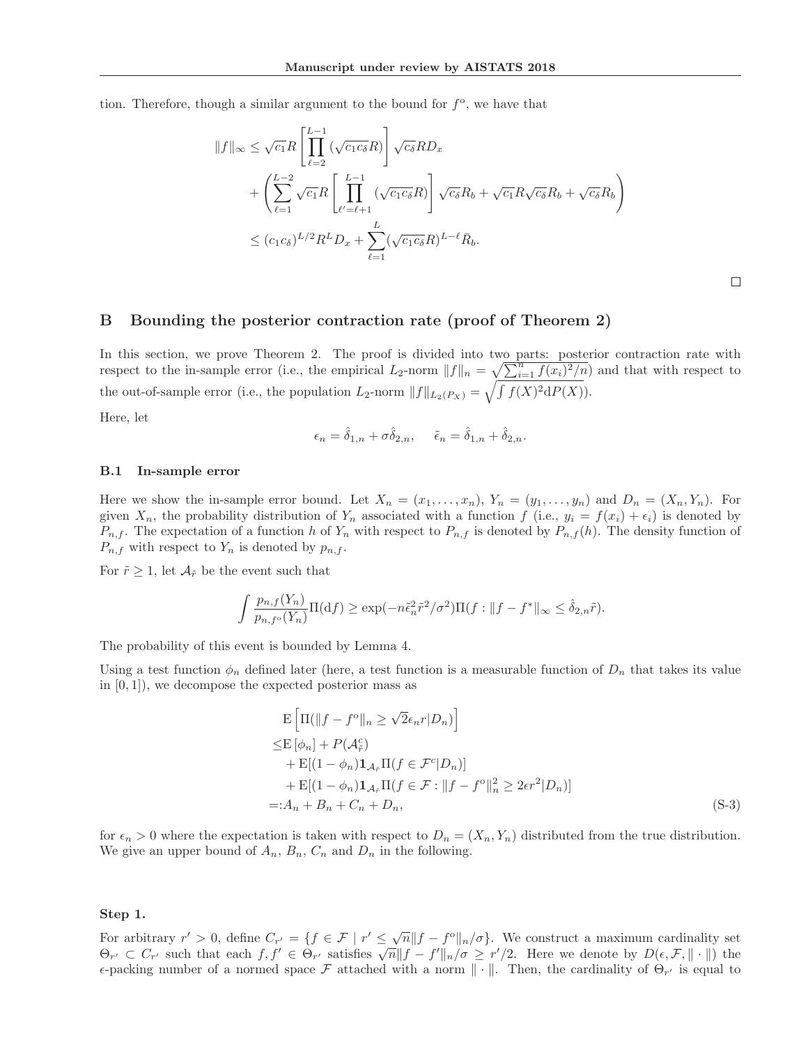tion. Therefore, though a similar argument to the bound for $f^{\mathrm{o}}$, we have that

$$
\begin{aligned}
\|f\|_\infty \leq & \sqrt{c_1} R \left[ \prod_{\ell=2}^{L-1} (\sqrt{c_1 c_\delta} R) \right] \sqrt{c_\delta} R D_x \\
& + \left( \sum_{\ell=1}^{L-2} \sqrt{c_1} R \left[ \prod_{\ell'=\ell+1}^{L-1} (\sqrt{c_1 c_\delta} R) \right] \sqrt{c_\delta} R_b + \sqrt{c_1} R \sqrt{c_\delta} R_b + \sqrt{c_\delta} R_b \right) \\
\leq & (c_1 c_\delta)^{L/2} R^L D_x + \sum_{\ell=1}^{L} (\sqrt{c_1 c_\delta} R)^{L-\ell} \bar{R}_b.
\end{aligned}
$$

□

## B Bounding the posterior contraction rate (proof of Theorem 2)

In this section, we prove Theorem 2. The proof is divided into two parts: posterior contraction rate with respect to the in-sample error (i.e., the empirical $L_2$-norm $\|f\|_n = \sqrt{\sum_{i=1}^n f(x_i)^2/n}$) and that with respect to the out-of-sample error (i.e., the population $L_2$-norm $\|f\|_{L_2(P_X)} = \sqrt{\int f(X)^2 \mathrm{d}P(X)}$).

Here, let

$$
\epsilon_n = \hat{\delta}_{1,n} + \sigma \hat{\delta}_{2,n}, \quad \tilde{\epsilon}_n = \hat{\delta}_{1,n} + \hat{\delta}_{2,n}.
$$

### B.1 In-sample error

Here we show the in-sample error bound. Let $X_n = (x_1, \ldots, x_n)$, $Y_n = (y_1, \ldots, y_n)$ and $D_n = (X_n, Y_n)$. For given $X_n$, the probability distribution of $Y_n$ associated with a function $f$ (i.e., $y_i = f(x_i) + \epsilon_i$) is denoted by $P_{n,f}$. The expectation of a function $h$ of $Y_n$ with respect to $P_{n,f}$ is denoted by $P_{n,f}(h)$. The density function of $P_{n,f}$ with respect to $Y_n$ is denoted by $p_{n,f}$.

For $\tilde{r} \geq 1$, let $\mathcal{A}_{\tilde{r}}$ be the event such that

$$
\int \frac{p_{n,f}(Y_n)}{p_{n,f^{\mathrm{o}}}(Y_n)} \Pi(\mathrm{d}f) \geq \exp(-n\tilde{\epsilon}_n^2 \tilde{r}^2/\sigma^2) \Pi(f : \|f - f^*\|_\infty \leq \hat{\delta}_{2,n} \tilde{r}).
$$

The probability of this event is bounded by Lemma 4.

Using a test function $\phi_n$ defined later (here, a test function is a measurable function of $D_n$ that takes its value in $[0, 1]$), we decompose the expected posterior mass as

$$
\begin{aligned}
& \mathrm{E}\left[\Pi(\|f - f^{\mathrm{o}}\|_n \geq \sqrt{2}\epsilon_n r | D_n)\right] \\
\leq & \mathrm{E}\left[\phi_n\right] + P(\mathcal{A}_{\tilde{r}}^c) \\
& + \mathrm{E}[(1 - \phi_n) \mathbf{1}_{\mathcal{A}_{\tilde{r}}} \Pi(f \in \mathcal{F}^c | D_n)] \\
& + \mathrm{E}[(1 - \phi_n) \mathbf{1}_{\mathcal{A}_{\tilde{r}}} \Pi(f \in \mathcal{F} : \|f - f^{\mathrm{o}}\|_n^2 \geq 2\epsilon r^2 | D_n)] \\
=: & A_n + B_n + C_n + D_n,
\end{aligned} \tag{S-3}
$$

for $\epsilon_n > 0$ where the expectation is taken with respect to $D_n = (X_n, Y_n)$ distributed from the true distribution. We give an upper bound of $A_n$, $B_n$, $C_n$ and $D_n$ in the following.

#### Step 1.

For arbitrary $r' > 0$, define $C_{r'} = \{f \in \mathcal{F} \mid r' \leq \sqrt{n}\|f - f^{\mathrm{o}}\|_n/\sigma\}$. We construct a maximum cardinality set $\Theta_{r'} \subset C_{r'}$ such that each $f, f' \in \Theta_{r'}$ satisfies $\sqrt{n}\|f - f'\|_n/\sigma \geq r'/2$. Here we denote by $D(\epsilon, \mathcal{F}, \|\cdot\|)$ the $\epsilon$-packing number of a normed space $\mathcal{F}$ attached with a norm $\|\cdot\|$. Then, the cardinality of $\Theta_{r'}$ is equal to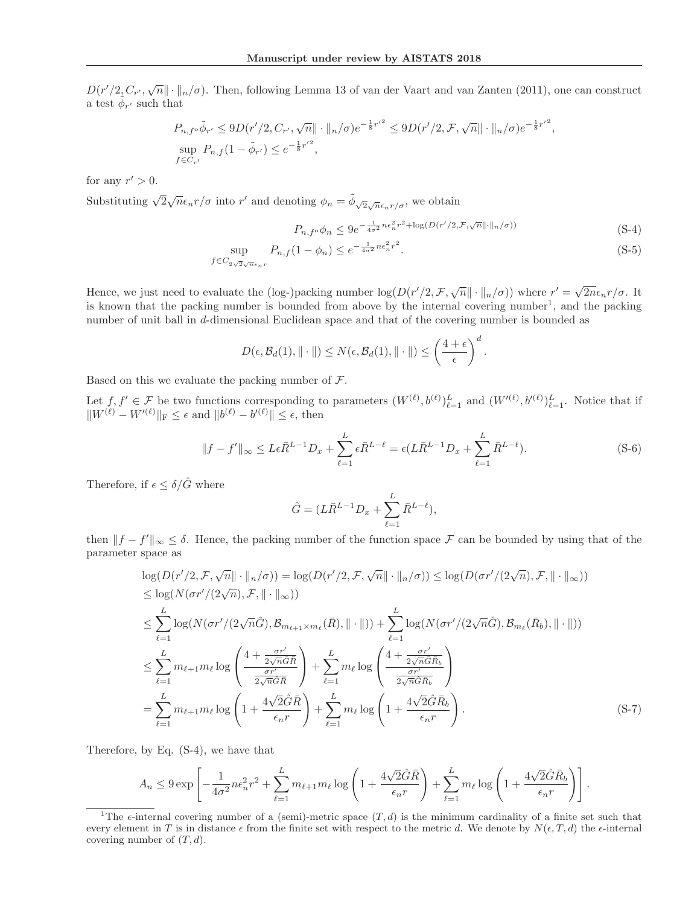$D(r'/2, C_{r'}, \sqrt{n}\|\cdot\|_n/\sigma)$. Then, following Lemma 13 of van der Vaart and van Zanten (2011), one can construct a test $\tilde{\phi}_{r'}$ such that

$$
\begin{aligned}
&P_{n,f^\circ}\tilde{\phi}_{r'} \leq 9D(r'/2, C_{r'}, \sqrt{n}\|\cdot\|_n/\sigma)e^{-\frac{1}{8}r'^2} \leq 9D(r'/2, \mathcal{F}, \sqrt{n}\|\cdot\|_n/\sigma)e^{-\frac{1}{8}r'^2}, \\
&\sup_{f\in C_{r'}} P_{n,f}(1-\tilde{\phi}_{r'}) \leq e^{-\frac{1}{8}r'^2},
\end{aligned}
$$

for any $r' > 0$.

Substituting $\sqrt{2}\sqrt{n}\epsilon_n r/\sigma$ into $r'$ and denoting $\phi_n = \tilde{\phi}_{\sqrt{2}\sqrt{n}\epsilon_n r/\sigma}$, we obtain

$$
P_{n,f^\circ}\phi_n \leq 9e^{-\frac{1}{4\sigma^2}n\epsilon_n^2 r^2 + \log(D(r'/2,\mathcal{F},\sqrt{n}\|\cdot\|_n/\sigma))} \tag{S-4}
$$

$$
\sup_{f\in C_{2\sqrt{2}\sqrt{n}\epsilon_n r}} P_{n,f}(1-\phi_n) \leq e^{-\frac{1}{4\sigma^2}n\epsilon_n^2 r^2}. \tag{S-5}
$$

Hence, we just need to evaluate the (log-)packing number $\log(D(r'/2, \mathcal{F}, \sqrt{n}\|\cdot\|_n/\sigma))$ where $r' = \sqrt{2n}\epsilon_n r/\sigma$. It is known that the packing number is bounded from above by the internal covering number[1], and the packing number of unit ball in $d$-dimensional Euclidean space and that of the covering number is bounded as

$$
D(\epsilon, \mathcal{B}_d(1), \|\cdot\|) \leq N(\epsilon, \mathcal{B}_d(1), \|\cdot\|) \leq \left(\frac{4+\epsilon}{\epsilon}\right)^d.
$$

Based on this we evaluate the packing number of $\mathcal{F}$.

Let $f, f' \in \mathcal{F}$ be two functions corresponding to parameters $(W^{(\ell)}, b^{(\ell)})_{\ell=1}^L$ and $(W'^{(\ell)}, b'^{(\ell)})_{\ell=1}^L$. Notice that if $\|W^{(\ell)} - W'^{(\ell)}\|_{\mathrm{F}} \leq \epsilon$ and $\|b^{(\ell)} - b'^{(\ell)}\| \leq \epsilon$, then

$$
\|f - f'\|_\infty \leq L\epsilon\bar{R}^{L-1}D_x + \sum_{\ell=1}^L \epsilon\bar{R}^{L-\ell} = \epsilon(L\bar{R}^{L-1}D_x + \sum_{\ell=1}^L \bar{R}^{L-\ell}). \tag{S-6}
$$

Therefore, if $\epsilon \leq \delta/\hat{G}$ where

$$
\hat{G} = (L\bar{R}^{L-1}D_x + \sum_{\ell=1}^L \bar{R}^{L-\ell}),
$$

then $\|f - f'\|_\infty \leq \delta$. Hence, the packing number of the function space $\mathcal{F}$ can be bounded by using that of the parameter space as

$$
\begin{aligned}
&\log(D(r'/2, \mathcal{F}, \sqrt{n}\|\cdot\|_n/\sigma)) = \log(D(r'/2, \mathcal{F}, \sqrt{n}\|\cdot\|_n/\sigma)) \leq \log(D(\sigma r'/(2\sqrt{n}), \mathcal{F}, \|\cdot\|_\infty)) \\
&\leq \log(N(\sigma r'/(2\sqrt{n}), \mathcal{F}, \|\cdot\|_\infty)) \\
&\leq \sum_{\ell=1}^L \log(N(\sigma r'/(2\sqrt{n}\hat{G}), \mathcal{B}_{m_{\ell+1}\times m_\ell}(\bar{R}), \|\cdot\|)) + \sum_{\ell=1}^L \log(N(\sigma r'/(2\sqrt{n}\hat{G}), \mathcal{B}_{m_\ell}(\bar{R}_b), \|\cdot\|)) \\
&\leq \sum_{\ell=1}^L m_{\ell+1}m_\ell \log\left(\frac{4 + \frac{\sigma r'}{2\sqrt{n}\hat{G}\bar{R}}}{\frac{\sigma r'}{2\sqrt{n}\hat{G}\bar{R}}}\right) + \sum_{\ell=1}^L m_\ell \log\left(\frac{4 + \frac{\sigma r'}{2\sqrt{n}\hat{G}\bar{R}_b}}{\frac{\sigma r'}{2\sqrt{n}\hat{G}\bar{R}_b}}\right) \\
&= \sum_{\ell=1}^L m_{\ell+1}m_\ell \log\left(1 + \frac{4\sqrt{2}\hat{G}\bar{R}}{\epsilon_n r}\right) + \sum_{\ell=1}^L m_\ell \log\left(1 + \frac{4\sqrt{2}\hat{G}\bar{R}_b}{\epsilon_n r}\right).
\end{aligned} \tag{S-7}
$$

Therefore, by Eq. (S-4), we have that

$$
A_n \leq 9\exp\left[-\frac{1}{4\sigma^2}n\epsilon_n^2 r^2 + \sum_{\ell=1}^L m_{\ell+1}m_\ell \log\left(1 + \frac{4\sqrt{2}\hat{G}\bar{R}}{\epsilon_n r}\right) + \sum_{\ell=1}^L m_\ell \log\left(1 + \frac{4\sqrt{2}\hat{G}\bar{R}_b}{\epsilon_n r}\right)\right].
$$

[1] The $\epsilon$-internal covering number of a (semi)-metric space $(T, d)$ is the minimum cardinality of a finite set such that every element in $T$ is in distance $\epsilon$ from the finite set with respect to the metric $d$. We denote by $N(\epsilon, T, d)$ the $\epsilon$-internal covering number of $(T, d)$.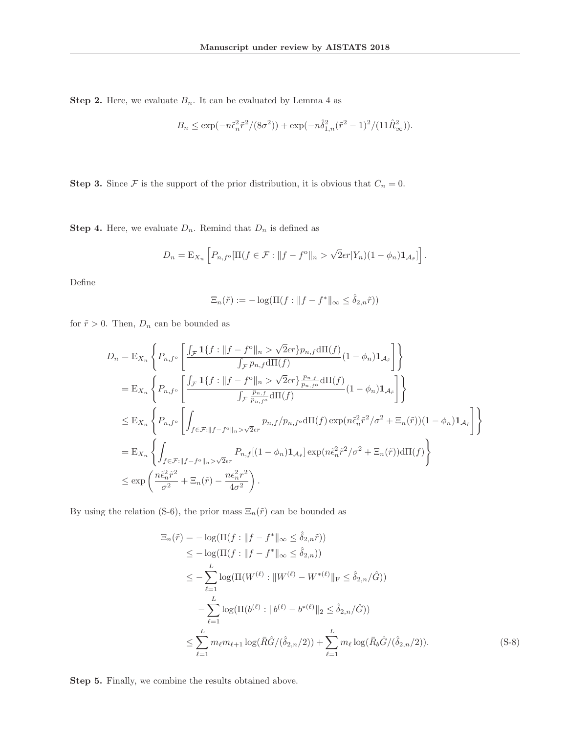**Step 2.** Here, we evaluate $B_n$. It can be evaluated by Lemma 4 as

$$B_n \leq \exp(-n\tilde{\epsilon}_n^2 \tilde{r}^2/(8\sigma^2)) + \exp(-n\hat{\delta}_{1,n}^2(\tilde{r}^2-1)^2/(11\hat{R}_\infty^2)).$$

**Step 3.** Since $\mathcal{F}$ is the support of the prior distribution, it is obvious that $C_n = 0$.

**Step 4.** Here, we evaluate $D_n$. Remind that $D_n$ is defined as

$$D_n = \mathrm{E}_{X_n}\left[P_{n,f^{\mathrm{o}}}[\Pi(f \in \mathcal{F} : \|f - f^{\mathrm{o}}\|_n > \sqrt{2}\epsilon r | Y_n)(1-\phi_n)\mathbf{1}_{\mathcal{A}_{\tilde{r}}}]\right].$$

Define

$$\Xi_n(\tilde{r}) := -\log(\Pi(f : \|f - f^*\|_\infty \leq \hat{\delta}_{2,n}\tilde{r}))$$

for $\tilde{r} > 0$. Then, $D_n$ can be bounded as

$$\begin{aligned}
D_n &= \mathrm{E}_{X_n}\left\{P_{n,f^{\mathrm{o}}}\left[\frac{\int_{\mathcal{F}} \mathbf{1}\{f : \|f - f^{\mathrm{o}}\|_n > \sqrt{2}\epsilon r\} p_{n,f} \mathrm{d}\Pi(f)}{\int_{\mathcal{F}} p_{n,f} \mathrm{d}\Pi(f)}(1-\phi_n)\mathbf{1}_{\mathcal{A}_{\tilde{r}}}\right]\right\} \\
&= \mathrm{E}_{X_n}\left\{P_{n,f^{\mathrm{o}}}\left[\frac{\int_{\mathcal{F}} \mathbf{1}\{f : \|f - f^{\mathrm{o}}\|_n > \sqrt{2}\epsilon r\} \frac{p_{n,f}}{p_{n,f^{\mathrm{o}}}} \mathrm{d}\Pi(f)}{\int_{\mathcal{F}} \frac{p_{n,f}}{p_{n,f^{\mathrm{o}}}} \mathrm{d}\Pi(f)}(1-\phi_n)\mathbf{1}_{\mathcal{A}_{\tilde{r}}}\right]\right\} \\
&\leq \mathrm{E}_{X_n}\left\{P_{n,f^{\mathrm{o}}}\left[\int_{f \in \mathcal{F}: \|f - f^{\mathrm{o}}\|_n > \sqrt{2}\epsilon r} p_{n,f}/p_{n,f^{\mathrm{o}}} \mathrm{d}\Pi(f) \exp(n\tilde{\epsilon}_n^2\tilde{r}^2/\sigma^2 + \Xi_n(\tilde{r}))(1-\phi_n)\mathbf{1}_{\mathcal{A}_{\tilde{r}}}\right]\right\} \\
&= \mathrm{E}_{X_n}\left\{\int_{f \in \mathcal{F}: \|f - f^{\mathrm{o}}\|_n > \sqrt{2}\epsilon r} P_{n,f}[(1-\phi_n)\mathbf{1}_{\mathcal{A}_{\tilde{r}}}] \exp(n\tilde{\epsilon}_n^2\tilde{r}^2/\sigma^2 + \Xi_n(\tilde{r}))\mathrm{d}\Pi(f)\right\} \\
&\leq \exp\left(\frac{n\tilde{\epsilon}_n^2\tilde{r}^2}{\sigma^2} + \Xi_n(\tilde{r}) - \frac{n\epsilon_n^2 r^2}{4\sigma^2}\right).
\end{aligned}$$

By using the relation (S-6), the prior mass $\Xi_n(\tilde{r})$ can be bounded as

$$\begin{aligned}
\Xi_n(\tilde{r}) &= -\log(\Pi(f : \|f - f^*\|_\infty \leq \hat{\delta}_{2,n}\tilde{r})) \\
&\leq -\log(\Pi(f : \|f - f^*\|_\infty \leq \hat{\delta}_{2,n})) \\
&\leq -\sum_{\ell=1}^{L} \log(\Pi(W^{(\ell)} : \|W^{(\ell)} - W^{*(\ell)}\|_{\mathrm{F}} \leq \hat{\delta}_{2,n}/\hat{G})) \\
&\quad - \sum_{\ell=1}^{L} \log(\Pi(b^{(\ell)} : \|b^{(\ell)} - b^{*(\ell)}\|_2 \leq \hat{\delta}_{2,n}/\hat{G})) \\
&\leq \sum_{\ell=1}^{L} m_\ell m_{\ell+1} \log(\bar{R}\hat{G}/(\hat{\delta}_{2,n}/2)) + \sum_{\ell=1}^{L} m_\ell \log(\bar{R}_b\hat{G}/(\hat{\delta}_{2,n}/2)).
\end{aligned} \tag{S-8}$$

**Step 5.** Finally, we combine the results obtained above.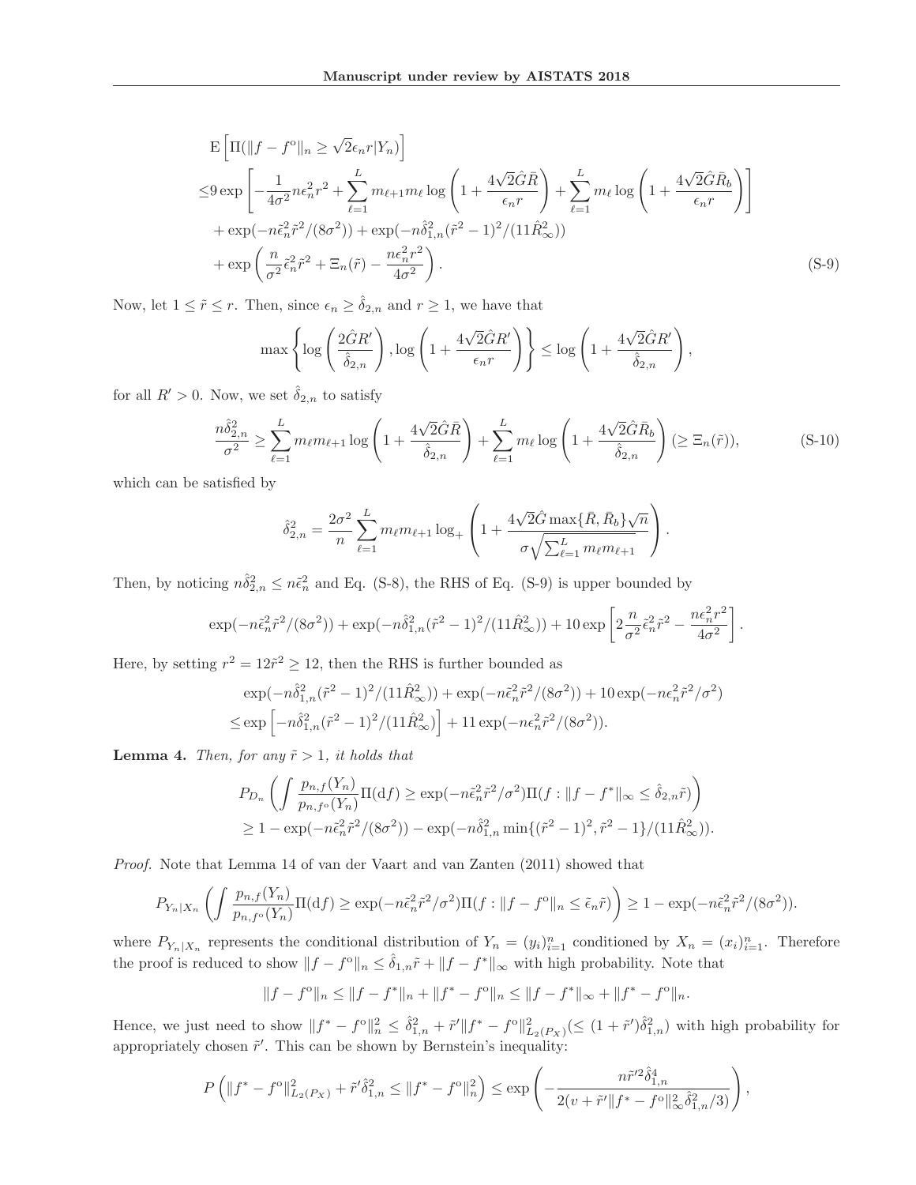$$
\begin{aligned}
&\mathrm{E}\left[\Pi(\|f-f^{\mathrm{o}}\|_n \geq \sqrt{2}\epsilon_n r | Y_n)\right] \\
\leq & 9\exp\left[-\frac{1}{4\sigma^2}n\epsilon_n^2 r^2 + \sum_{\ell=1}^{L} m_{\ell+1}m_\ell \log\left(1+\frac{4\sqrt{2}\hat{G}\bar{R}}{\epsilon_n r}\right) + \sum_{\ell=1}^{L} m_\ell \log\left(1+\frac{4\sqrt{2}\hat{G}\bar{R}_b}{\epsilon_n r}\right)\right] \\
&+\exp(-n\tilde{\epsilon}_n^2\tilde{r}^2/(8\sigma^2)) + \exp(-n\hat{\delta}_{1,n}^2(\tilde{r}^2-1)^2/(11\hat{R}_\infty^2)) \\
&+\exp\left(\frac{n}{\sigma^2}\tilde{\epsilon}_n^2\tilde{r}^2 + \Xi_n(\tilde{r}) - \frac{n\epsilon_n^2 r^2}{4\sigma^2}\right).
\end{aligned} \tag{S-9}
$$

Now, let $1 \leq \tilde{r} \leq r$. Then, since $\epsilon_n \geq \hat{\delta}_{2,n}$ and $r \geq 1$, we have that

$$
\max\left\{\log\left(\frac{2\hat{G}R'}{\hat{\delta}_{2,n}}\right), \log\left(1+\frac{4\sqrt{2}\hat{G}R'}{\epsilon_n r}\right)\right\} \leq \log\left(1+\frac{4\sqrt{2}\hat{G}R'}{\hat{\delta}_{2,n}}\right),
$$

for all $R' > 0$. Now, we set $\hat{\delta}_{2,n}$ to satisfy

$$
\frac{n\hat{\delta}_{2,n}^2}{\sigma^2} \geq \sum_{\ell=1}^{L} m_\ell m_{\ell+1} \log\left(1+\frac{4\sqrt{2}\hat{G}\bar{R}}{\hat{\delta}_{2,n}}\right) + \sum_{\ell=1}^{L} m_\ell \log\left(1+\frac{4\sqrt{2}\hat{G}\bar{R}_b}{\hat{\delta}_{2,n}}\right) (\geq \Xi_n(\tilde{r})), \tag{S-10}
$$

which can be satisfied by

$$
\hat{\delta}_{2,n}^2 = \frac{2\sigma^2}{n}\sum_{\ell=1}^{L} m_\ell m_{\ell+1} \log_+\left(1+\frac{4\sqrt{2}\hat{G}\max\{\bar{R},\bar{R}_b\}\sqrt{n}}{\sigma\sqrt{\sum_{\ell=1}^{L} m_\ell m_{\ell+1}}}\right).
$$

Then, by noticing $n\hat{\delta}_{2,n}^2 \leq n\tilde{\epsilon}_n^2$ and Eq. (S-8), the RHS of Eq. (S-9) is upper bounded by

$$
\exp(-n\tilde{\epsilon}_n^2\tilde{r}^2/(8\sigma^2)) + \exp(-n\hat{\delta}_{1,n}^2(\tilde{r}^2-1)^2/(11\hat{R}_\infty^2)) + 10\exp\left[2\frac{n}{\sigma^2}\tilde{\epsilon}_n^2\tilde{r}^2 - \frac{n\epsilon_n^2 r^2}{4\sigma^2}\right].
$$

Here, by setting $r^2 = 12\tilde{r}^2 \geq 12$, then the RHS is further bounded as

$$
\begin{aligned}
&\exp(-n\hat{\delta}_{1,n}^2(\tilde{r}^2-1)^2/(11\hat{R}_\infty^2)) + \exp(-n\tilde{\epsilon}_n^2\tilde{r}^2/(8\sigma^2)) + 10\exp(-n\epsilon_n^2\tilde{r}^2/\sigma^2) \\
\leq & \exp\left[-n\hat{\delta}_{1,n}^2(\tilde{r}^2-1)^2/(11\hat{R}_\infty^2)\right] + 11\exp(-n\epsilon_n^2\tilde{r}^2/(8\sigma^2)).
\end{aligned}
$$

**Lemma 4.** *Then, for any $\tilde{r} > 1$, it holds that*

$$
\begin{aligned}
&P_{D_n}\left(\int \frac{p_{n,f}(Y_n)}{p_{n,f^{\mathrm{o}}}(Y_n)}\Pi(\mathrm{d}f) \geq \exp(-n\tilde{\epsilon}_n^2\tilde{r}^2/\sigma^2)\Pi(f : \|f-f^*\|_\infty \leq \hat{\delta}_{2,n}\tilde{r})\right) \\
&\geq 1 - \exp(-n\tilde{\epsilon}_n^2\tilde{r}^2/(8\sigma^2)) - \exp(-n\hat{\delta}_{1,n}^2\min\{(\tilde{r}^2-1)^2, \tilde{r}^2-1\}/(11\hat{R}_\infty^2)).
\end{aligned}
$$

*Proof.* Note that Lemma 14 of van der Vaart and van Zanten (2011) showed that

$$
P_{Y_n|X_n}\left(\int \frac{p_{n,f}(Y_n)}{p_{n,f^{\mathrm{o}}}(Y_n)}\Pi(\mathrm{d}f) \geq \exp(-n\tilde{\epsilon}_n^2\tilde{r}^2/\sigma^2)\Pi(f : \|f-f^{\mathrm{o}}\|_n \leq \tilde{\epsilon}_n\tilde{r})\right) \geq 1 - \exp(-n\tilde{\epsilon}_n^2\tilde{r}^2/(8\sigma^2)).
$$

where $P_{Y_n|X_n}$ represents the conditional distribution of $Y_n = (y_i)_{i=1}^n$ conditioned by $X_n = (x_i)_{i=1}^n$. Therefore the proof is reduced to show $\|f-f^{\mathrm{o}}\|_n \leq \hat{\delta}_{1,n}\tilde{r} + \|f-f^*\|_\infty$ with high probability. Note that

$$
\|f-f^{\mathrm{o}}\|_n \leq \|f-f^*\|_n + \|f^*-f^{\mathrm{o}}\|_n \leq \|f-f^*\|_\infty + \|f^*-f^{\mathrm{o}}\|_n.
$$

Hence, we just need to show $\|f^*-f^{\mathrm{o}}\|_n^2 \leq \hat{\delta}_{1,n}^2 + \tilde{r}'\|f^*-f^{\mathrm{o}}\|_{L_2(P_X)}^2 (\leq (1+\tilde{r}')\hat{\delta}_{1,n}^2)$ with high probability for appropriately chosen $\tilde{r}'$. This can be shown by Bernstein's inequality:

$$
P\left(\|f^*-f^{\mathrm{o}}\|_{L_2(P_X)}^2 + \tilde{r}'\hat{\delta}_{1,n}^2 \leq \|f^*-f^{\mathrm{o}}\|_n^2\right) \leq \exp\left(-\frac{n\tilde{r}'^2\hat{\delta}_{1,n}^4}{2(v+\tilde{r}'\|f^*-f^{\mathrm{o}}\|_\infty^2\hat{\delta}_{1,n}^2/3)}\right),
$$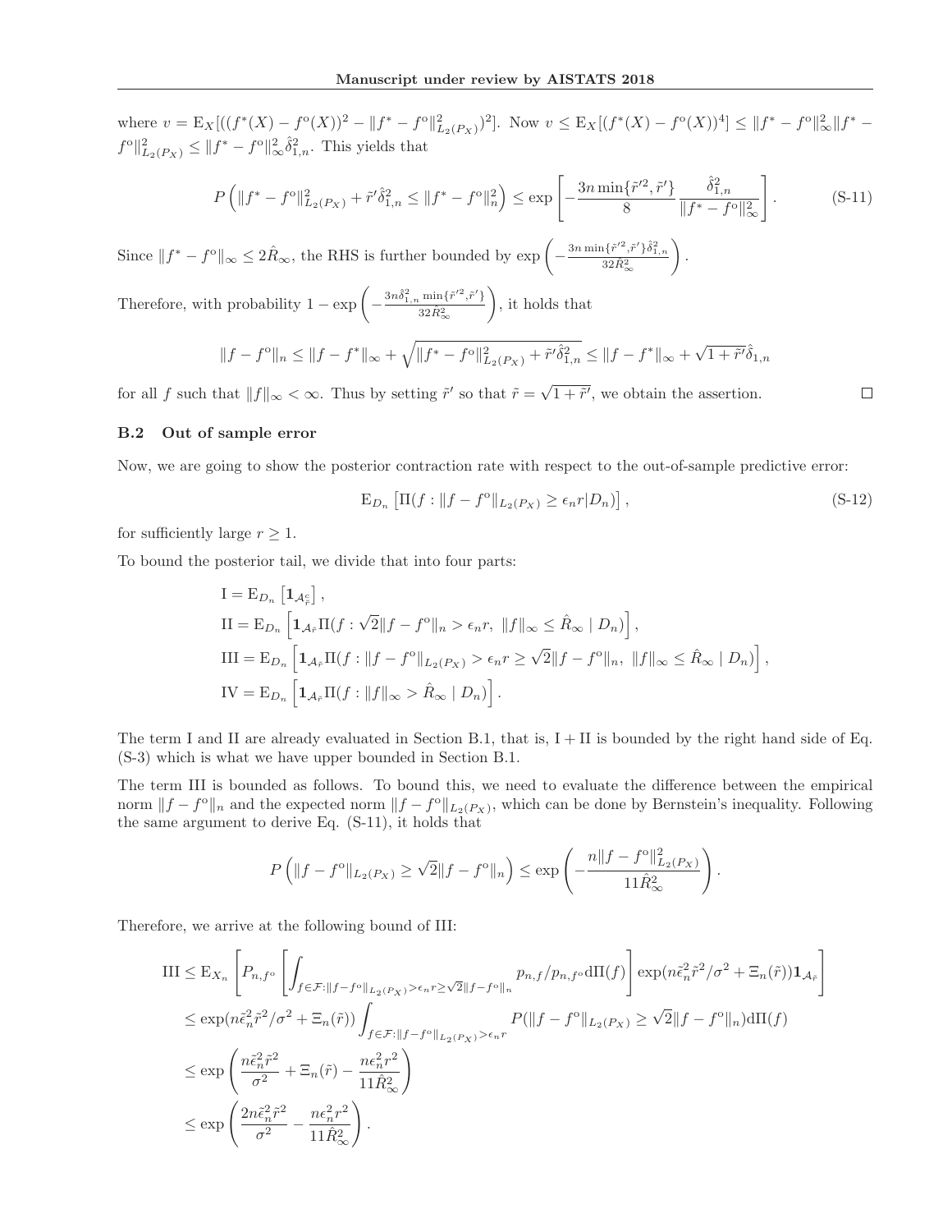where $v = \mathrm{E}_X[((f^*(X) - f^{\mathrm{o}}(X))^2 - \|f^* - f^{\mathrm{o}}\|_{L_2(P_X)}^2)^2]$. Now $v \leq \mathrm{E}_X[(f^*(X) - f^{\mathrm{o}}(X))^4] \leq \|f^* - f^{\mathrm{o}}\|_\infty^2 \|f^* - f^{\mathrm{o}}\|_{L_2(P_X)}^2 \leq \|f^* - f^{\mathrm{o}}\|_\infty^2 \hat{\delta}_{1,n}^2$. This yields that

$$P\left(\|f^* - f^{\mathrm{o}}\|_{L_2(P_X)}^2 + \tilde{r}'\hat{\delta}_{1,n}^2 \leq \|f^* - f^{\mathrm{o}}\|_n^2\right) \leq \exp\left[-\frac{3n\min\{\tilde{r}'^2, \tilde{r}'\}}{8}\frac{\hat{\delta}_{1,n}^2}{\|f^* - f^{\mathrm{o}}\|_\infty^2}\right]. \tag{S-11}$$

Since $\|f^* - f^{\mathrm{o}}\|_\infty \leq 2\hat{R}_\infty$, the RHS is further bounded by $\exp\left(-\frac{3n\min\{\tilde{r}'^2, \tilde{r}'\}\hat{\delta}_{1,n}^2}{32\hat{R}_\infty^2}\right)$.

Therefore, with probability $1 - \exp\left(-\frac{3n\hat{\delta}_{1,n}^2\min\{\tilde{r}'^2, \tilde{r}'\}}{32\hat{R}_\infty^2}\right)$, it holds that

$$\|f - f^{\mathrm{o}}\|_n \leq \|f - f^*\|_\infty + \sqrt{\|f^* - f^{\mathrm{o}}\|_{L_2(P_X)}^2 + \tilde{r}'\hat{\delta}_{1,n}^2} \leq \|f - f^*\|_\infty + \sqrt{1 + \tilde{r}'}\hat{\delta}_{1,n}$$

for all $f$ such that $\|f\|_\infty < \infty$. Thus by setting $\tilde{r}'$ so that $\tilde{r} = \sqrt{1 + \tilde{r}'}$, we obtain the assertion. □

### B.2 Out of sample error

Now, we are going to show the posterior contraction rate with respect to the out-of-sample predictive error:

$$\mathrm{E}_{D_n}\left[\Pi(f : \|f - f^{\mathrm{o}}\|_{L_2(P_X)} \geq \epsilon_n r | D_n)\right], \tag{S-12}$$

for sufficiently large $r \geq 1$.

To bound the posterior tail, we divide that into four parts:

$$\begin{aligned}
\mathrm{I} &= \mathrm{E}_{D_n}\left[\mathbf{1}_{\mathcal{A}_{\tilde{r}}^c}\right], \\
\mathrm{II} &= \mathrm{E}_{D_n}\left[\mathbf{1}_{\mathcal{A}_{\tilde{r}}}\Pi(f : \sqrt{2}\|f - f^{\mathrm{o}}\|_n > \epsilon_n r,\ \|f\|_\infty \leq \hat{R}_\infty \mid D_n)\right], \\
\mathrm{III} &= \mathrm{E}_{D_n}\left[\mathbf{1}_{\mathcal{A}_{\tilde{r}}}\Pi(f : \|f - f^{\mathrm{o}}\|_{L_2(P_X)} > \epsilon_n r \geq \sqrt{2}\|f - f^{\mathrm{o}}\|_n,\ \|f\|_\infty \leq \hat{R}_\infty \mid D_n)\right], \\
\mathrm{IV} &= \mathrm{E}_{D_n}\left[\mathbf{1}_{\mathcal{A}_{\tilde{r}}}\Pi(f : \|f\|_\infty > \hat{R}_\infty \mid D_n)\right].
\end{aligned}$$

The term I and II are already evaluated in Section B.1, that is, $\mathrm{I} + \mathrm{II}$ is bounded by the right hand side of Eq. (S-3) which is what we have upper bounded in Section B.1.

The term III is bounded as follows. To bound this, we need to evaluate the difference between the empirical norm $\|f - f^{\mathrm{o}}\|_n$ and the expected norm $\|f - f^{\mathrm{o}}\|_{L_2(P_X)}$, which can be done by Bernstein's inequality. Following the same argument to derive Eq. (S-11), it holds that

$$P\left(\|f - f^{\mathrm{o}}\|_{L_2(P_X)} \geq \sqrt{2}\|f - f^{\mathrm{o}}\|_n\right) \leq \exp\left(-\frac{n\|f - f^{\mathrm{o}}\|_{L_2(P_X)}^2}{11\hat{R}_\infty^2}\right).$$

Therefore, we arrive at the following bound of III:

$$\begin{aligned}
\mathrm{III} &\leq \mathrm{E}_{X_n}\left[P_{n,f^{\mathrm{o}}}\left[\int_{f \in \mathcal{F}: \|f - f^{\mathrm{o}}\|_{L_2(P_X)} > \epsilon_n r \geq \sqrt{2}\|f - f^{\mathrm{o}}\|_n} p_{n,f}/p_{n,f^{\mathrm{o}}}\mathrm{d}\Pi(f)\right]\exp(n\tilde{\epsilon}_n^2\tilde{r}^2/\sigma^2 + \Xi_n(\tilde{r}))\mathbf{1}_{\mathcal{A}_{\tilde{r}}}\right] \\
&\leq \exp(n\tilde{\epsilon}_n^2\tilde{r}^2/\sigma^2 + \Xi_n(\tilde{r}))\int_{f \in \mathcal{F}: \|f - f^{\mathrm{o}}\|_{L_2(P_X)} > \epsilon_n r} P(\|f - f^{\mathrm{o}}\|_{L_2(P_X)} \geq \sqrt{2}\|f - f^{\mathrm{o}}\|_n)\mathrm{d}\Pi(f) \\
&\leq \exp\left(\frac{n\tilde{\epsilon}_n^2\tilde{r}^2}{\sigma^2} + \Xi_n(\tilde{r}) - \frac{n\epsilon_n^2 r^2}{11\hat{R}_\infty^2}\right) \\
&\leq \exp\left(\frac{2n\tilde{\epsilon}_n^2\tilde{r}^2}{\sigma^2} - \frac{n\epsilon_n^2 r^2}{11\hat{R}_\infty^2}\right).
\end{aligned}$$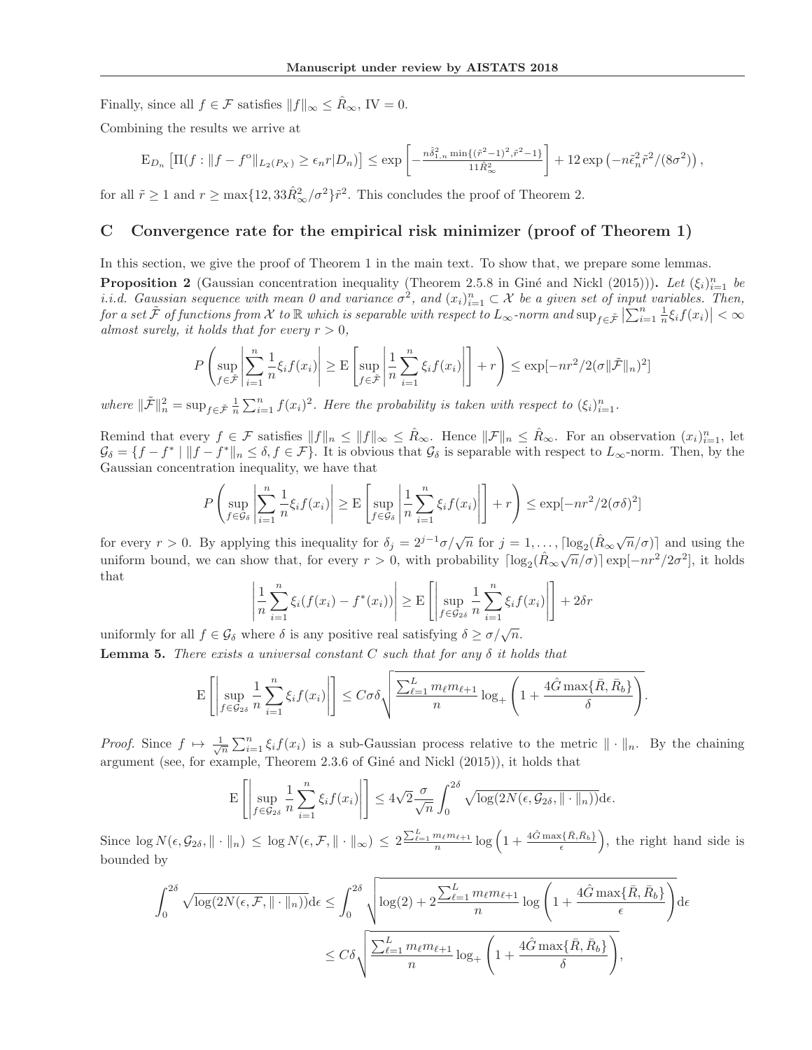Finally, since all $f \in \mathcal{F}$ satisfies $\|f\|_\infty \leq \hat{R}_\infty$, IV $= 0$.

Combining the results we arrive at

$$\mathrm{E}_{D_n}\left[\Pi(f : \|f - f^{\mathrm{o}}\|_{L_2(P_X)} \geq \epsilon_n r | D_n)\right] \leq \exp\left[-\frac{n\hat{\delta}_{1,n}^2 \min\{(\tilde{r}^2-1)^2, \tilde{r}^2-1\}}{11\hat{R}_\infty^2}\right] + 12\exp\left(-n\tilde{\epsilon}_n^2\tilde{r}^2/(8\sigma^2)\right),$$

for all $\tilde{r} \geq 1$ and $r \geq \max\{12, 33\hat{R}_\infty^2/\sigma^2\}\tilde{r}^2$. This concludes the proof of Theorem 2.

## C Convergence rate for the empirical risk minimizer (proof of Theorem 1)

In this section, we give the proof of Theorem 1 in the main text. To show that, we prepare some lemmas.

**Proposition 2** (Gaussian concentration inequality (Theorem 2.5.8 in Giné and Nickl (2015))). *Let $(\xi_i)_{i=1}^n$ be i.i.d. Gaussian sequence with mean 0 and variance $\sigma^2$, and $(x_i)_{i=1}^n \subset \mathcal{X}$ be a given set of input variables. Then, for a set $\tilde{\mathcal{F}}$ of functions from $\mathcal{X}$ to $\mathbb{R}$ which is separable with respect to $L_\infty$-norm and $\sup_{f\in\tilde{\mathcal{F}}}\left|\sum_{i=1}^n \frac{1}{n}\xi_i f(x_i)\right| < \infty$ almost surely, it holds that for every $r > 0$,*

$$P\left(\sup_{f\in\tilde{\mathcal{F}}}\left|\sum_{i=1}^n \frac{1}{n}\xi_i f(x_i)\right| \geq \mathrm{E}\left[\sup_{f\in\tilde{\mathcal{F}}}\left|\frac{1}{n}\sum_{i=1}^n \xi_i f(x_i)\right|\right] + r\right) \leq \exp[-nr^2/2(\sigma\|\tilde{\mathcal{F}}\|_n)^2]$$

*where $\|\tilde{\mathcal{F}}\|_n^2 = \sup_{f\in\tilde{\mathcal{F}}}\frac{1}{n}\sum_{i=1}^n f(x_i)^2$. Here the probability is taken with respect to $(\xi_i)_{i=1}^n$.*

Remind that every $f \in \mathcal{F}$ satisfies $\|f\|_n \leq \|f\|_\infty \leq \hat{R}_\infty$. Hence $\|\mathcal{F}\|_n \leq \hat{R}_\infty$. For an observation $(x_i)_{i=1}^n$, let $\mathcal{G}_\delta = \{f - f^* \mid \|f - f^*\|_n \leq \delta, f \in \mathcal{F}\}$. It is obvious that $\mathcal{G}_\delta$ is separable with respect to $L_\infty$-norm. Then, by the Gaussian concentration inequality, we have that

$$P\left(\sup_{f\in\mathcal{G}_\delta}\left|\sum_{i=1}^n \frac{1}{n}\xi_i f(x_i)\right| \geq \mathrm{E}\left[\sup_{f\in\mathcal{G}_\delta}\left|\frac{1}{n}\sum_{i=1}^n \xi_i f(x_i)\right|\right] + r\right) \leq \exp[-nr^2/2(\sigma\delta)^2]$$

for every $r > 0$. By applying this inequality for $\delta_j = 2^{j-1}\sigma/\sqrt{n}$ for $j = 1, \dots, \lceil\log_2(\hat{R}_\infty\sqrt{n}/\sigma)\rceil$ and using the uniform bound, we can show that, for every $r > 0$, with probability $\lceil\log_2(\hat{R}_\infty\sqrt{n}/\sigma)\rceil\exp[-nr^2/2\sigma^2]$, it holds that

$$\left|\frac{1}{n}\sum_{i=1}^n \xi_i(f(x_i) - f^*(x_i))\right| \geq \mathrm{E}\left[\left|\sup_{f\in\mathcal{G}_{2\delta}}\frac{1}{n}\sum_{i=1}^n \xi_i f(x_i)\right|\right] + 2\delta r$$

uniformly for all $f \in \mathcal{G}_\delta$ where $\delta$ is any positive real satisfying $\delta \geq \sigma/\sqrt{n}$.

**Lemma 5.** *There exists a universal constant $C$ such that for any $\delta$ it holds that*

$$\mathrm{E}\left[\left|\sup_{f\in\mathcal{G}_{2\delta}}\frac{1}{n}\sum_{i=1}^n \xi_i f(x_i)\right|\right] \leq C\sigma\delta\sqrt{\frac{\sum_{\ell=1}^L m_\ell m_{\ell+1}}{n}\log_+\left(1 + \frac{4\hat{G}\max\{\bar{R}, \bar{R}_b\}}{\delta}\right)}.$$

*Proof.* Since $f \mapsto \frac{1}{\sqrt{n}}\sum_{i=1}^n \xi_i f(x_i)$ is a sub-Gaussian process relative to the metric $\|\cdot\|_n$. By the chaining argument (see, for example, Theorem 2.3.6 of Giné and Nickl (2015)), it holds that

$$\mathrm{E}\left[\left|\sup_{f\in\mathcal{G}_{2\delta}}\frac{1}{n}\sum_{i=1}^n \xi_i f(x_i)\right|\right] \leq 4\sqrt{2}\frac{\sigma}{\sqrt{n}}\int_0^{2\delta}\sqrt{\log(2N(\epsilon, \mathcal{G}_{2\delta}, \|\cdot\|_n))}\mathrm{d}\epsilon.$$

Since $\log N(\epsilon, \mathcal{G}_{2\delta}, \|\cdot\|_n) \leq \log N(\epsilon, \mathcal{F}, \|\cdot\|_\infty) \leq 2\frac{\sum_{\ell=1}^L m_\ell m_{\ell+1}}{n}\log\left(1 + \frac{4\hat{G}\max\{\bar{R}, \bar{R}_b\}}{\epsilon}\right)$, the right hand side is bounded by

$$\begin{aligned}
\int_0^{2\delta}\sqrt{\log(2N(\epsilon, \mathcal{F}, \|\cdot\|_n))}\mathrm{d}\epsilon &\leq \int_0^{2\delta}\sqrt{\log(2) + 2\frac{\sum_{\ell=1}^L m_\ell m_{\ell+1}}{n}\log\left(1 + \frac{4\hat{G}\max\{\bar{R}, \bar{R}_b\}}{\epsilon}\right)}\mathrm{d}\epsilon \\
&\leq C\delta\sqrt{\frac{\sum_{\ell=1}^L m_\ell m_{\ell+1}}{n}\log_+\left(1 + \frac{4\hat{G}\max\{\bar{R}, \bar{R}_b\}}{\delta}\right)},
\end{aligned}$$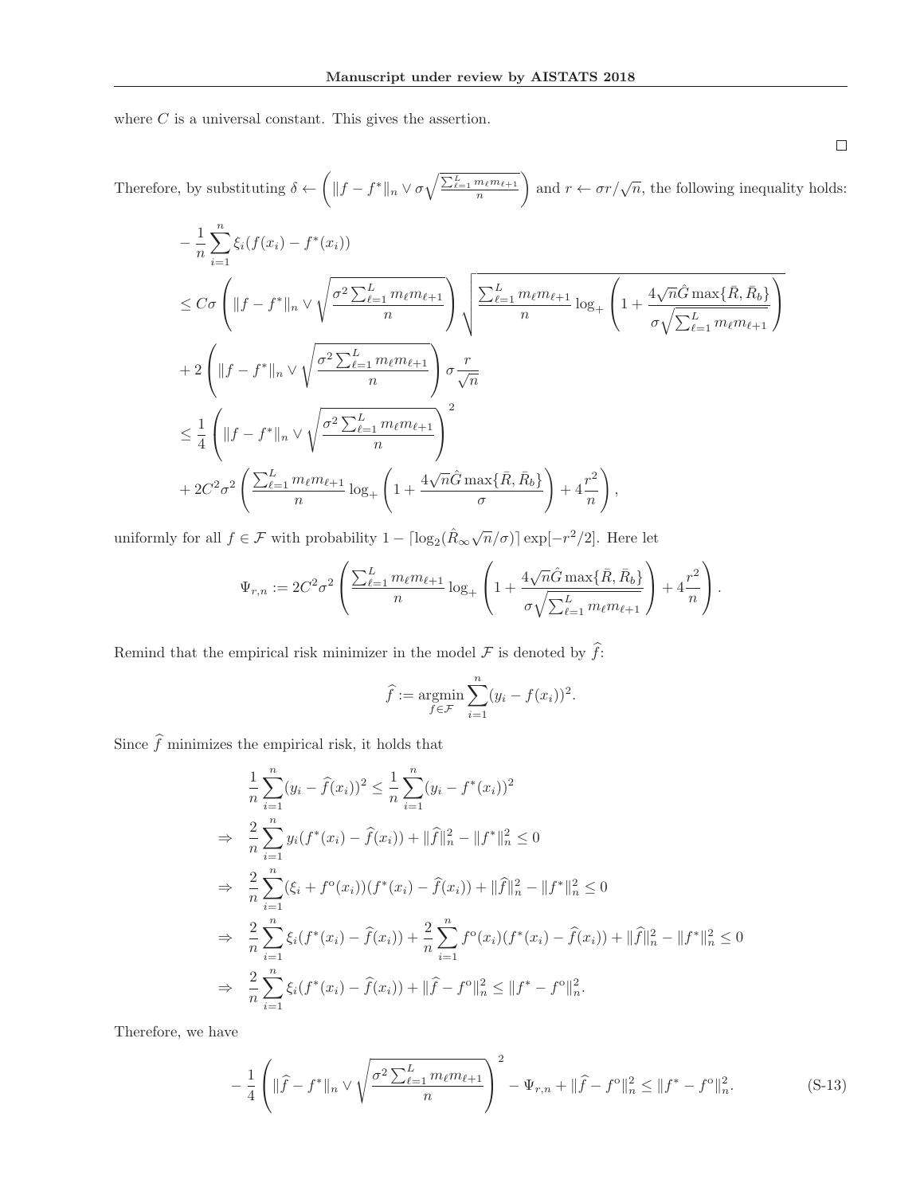where $C$ is a universal constant. This gives the assertion.

□

Therefore, by substituting $\delta \leftarrow \left( \|f - f^*\|_n \vee \sigma \sqrt{\frac{\sum_{\ell=1}^L m_\ell m_{\ell+1}}{n}} \right)$ and $r \leftarrow \sigma r / \sqrt{n}$, the following inequality holds:

$$
\begin{aligned}
& -\frac{1}{n}\sum_{i=1}^n \xi_i (f(x_i) - f^*(x_i)) \\
& \leq C\sigma \left( \|f - f^*\|_n \vee \sqrt{\frac{\sigma^2 \sum_{\ell=1}^L m_\ell m_{\ell+1}}{n}} \right) \sqrt{\frac{\sum_{\ell=1}^L m_\ell m_{\ell+1}}{n} \log_+ \left( 1 + \frac{4\sqrt{n}\hat{G}\max\{\bar{R}, \bar{R}_b\}}{\sigma \sqrt{\sum_{\ell=1}^L m_\ell m_{\ell+1}}} \right)} \\
& + 2 \left( \|f - f^*\|_n \vee \sqrt{\frac{\sigma^2 \sum_{\ell=1}^L m_\ell m_{\ell+1}}{n}} \right) \sigma \frac{r}{\sqrt{n}} \\
& \leq \frac{1}{4} \left( \|f - f^*\|_n \vee \sqrt{\frac{\sigma^2 \sum_{\ell=1}^L m_\ell m_{\ell+1}}{n}} \right)^2 \\
& + 2C^2\sigma^2 \left( \frac{\sum_{\ell=1}^L m_\ell m_{\ell+1}}{n} \log_+ \left( 1 + \frac{4\sqrt{n}\hat{G}\max\{\bar{R}, \bar{R}_b\}}{\sigma} \right) + 4\frac{r^2}{n} \right),
\end{aligned}
$$

uniformly for all $f \in \mathcal{F}$ with probability $1 - \lceil \log_2(\hat{R}_\infty \sqrt{n}/\sigma) \rceil \exp[-r^2/2]$. Here let

$$
\Psi_{r,n} := 2C^2\sigma^2 \left( \frac{\sum_{\ell=1}^L m_\ell m_{\ell+1}}{n} \log_+ \left( 1 + \frac{4\sqrt{n}\hat{G}\max\{\bar{R}, \bar{R}_b\}}{\sigma \sqrt{\sum_{\ell=1}^L m_\ell m_{\ell+1}}} \right) + 4\frac{r^2}{n} \right).
$$

Remind that the empirical risk minimizer in the model $\mathcal{F}$ is denoted by $\widehat{f}$:

$$
\widehat{f} := \underset{f \in \mathcal{F}}{\operatorname{argmin}} \sum_{i=1}^n (y_i - f(x_i))^2.
$$

Since $\widehat{f}$ minimizes the empirical risk, it holds that

$$
\begin{aligned}
& \frac{1}{n}\sum_{i=1}^n (y_i - \widehat{f}(x_i))^2 \leq \frac{1}{n}\sum_{i=1}^n (y_i - f^*(x_i))^2 \\
\Rightarrow \quad & \frac{2}{n}\sum_{i=1}^n y_i (f^*(x_i) - \widehat{f}(x_i)) + \|\widehat{f}\|_n^2 - \|f^*\|_n^2 \leq 0 \\
\Rightarrow \quad & \frac{2}{n}\sum_{i=1}^n (\xi_i + f^{\mathrm{o}}(x_i))(f^*(x_i) - \widehat{f}(x_i)) + \|\widehat{f}\|_n^2 - \|f^*\|_n^2 \leq 0 \\
\Rightarrow \quad & \frac{2}{n}\sum_{i=1}^n \xi_i (f^*(x_i) - \widehat{f}(x_i)) + \frac{2}{n}\sum_{i=1}^n f^{\mathrm{o}}(x_i)(f^*(x_i) - \widehat{f}(x_i)) + \|\widehat{f}\|_n^2 - \|f^*\|_n^2 \leq 0 \\
\Rightarrow \quad & \frac{2}{n}\sum_{i=1}^n \xi_i (f^*(x_i) - \widehat{f}(x_i)) + \|\widehat{f} - f^{\mathrm{o}}\|_n^2 \leq \|f^* - f^{\mathrm{o}}\|_n^2.
\end{aligned}
$$

Therefore, we have

$$
-\frac{1}{4}\left( \|\widehat{f} - f^*\|_n \vee \sqrt{\frac{\sigma^2 \sum_{\ell=1}^L m_\ell m_{\ell+1}}{n}} \right)^2 - \Psi_{r,n} + \|\widehat{f} - f^{\mathrm{o}}\|_n^2 \leq \|f^* - f^{\mathrm{o}}\|_n^2. \tag{S-13}
$$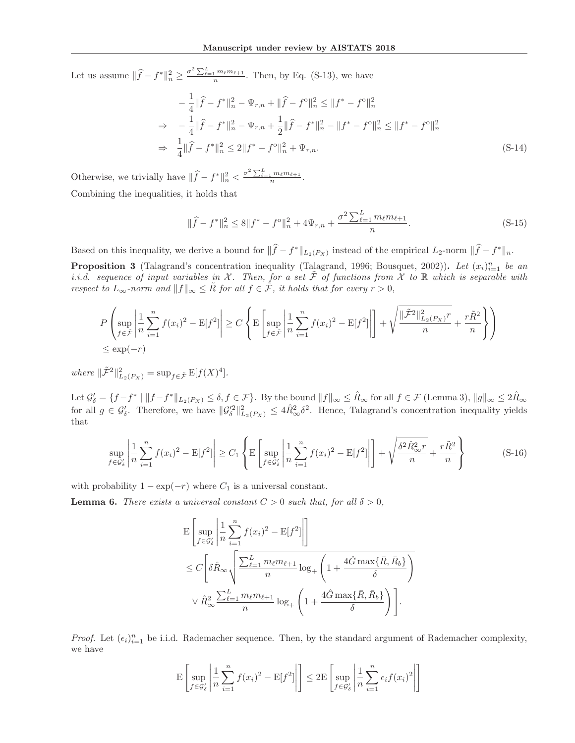Let us assume $\|\widehat{f} - f^*\|_n^2 \geq \frac{\sigma^2 \sum_{\ell=1}^L m_\ell m_{\ell+1}}{n}$. Then, by Eq. (S-13), we have

$$
\begin{aligned}
& -\frac{1}{4}\|\widehat{f} - f^*\|_n^2 - \Psi_{r,n} + \|\widehat{f} - f^{\mathrm{o}}\|_n^2 \leq \|f^* - f^{\mathrm{o}}\|_n^2 \\
\Rightarrow \quad & -\frac{1}{4}\|\widehat{f} - f^*\|_n^2 - \Psi_{r,n} + \frac{1}{2}\|\widehat{f} - f^*\|_n^2 - \|f^* - f^{\mathrm{o}}\|_n^2 \leq \|f^* - f^{\mathrm{o}}\|_n^2 \\
\Rightarrow \quad & \frac{1}{4}\|\widehat{f} - f^*\|_n^2 \leq 2\|f^* - f^{\mathrm{o}}\|_n^2 + \Psi_{r,n}. \qquad \text{(S-14)}
\end{aligned}
$$

Otherwise, we trivially have $\|\widehat{f} - f^*\|_n^2 < \frac{\sigma^2 \sum_{\ell=1}^L m_\ell m_{\ell+1}}{n}$.

Combining the inequalities, it holds that

$$
\|\widehat{f} - f^*\|_n^2 \leq 8\|f^* - f^{\mathrm{o}}\|_n^2 + 4\Psi_{r,n} + \frac{\sigma^2 \sum_{\ell=1}^L m_\ell m_{\ell+1}}{n}. \qquad \text{(S-15)}
$$

Based on this inequality, we derive a bound for $\|\widehat{f} - f^*\|_{L_2(P_X)}$ instead of the empirical $L_2$-norm $\|\widehat{f} - f^*\|_n$.

**Proposition 3** (Talagrand's concentration inequality (Talagrand, 1996; Bousquet, 2002))**.** *Let $(x_i)_{i=1}^n$ be an i.i.d. sequence of input variables in $\mathcal{X}$. Then, for a set $\tilde{\mathcal{F}}$ of functions from $\mathcal{X}$ to $\mathbb{R}$ which is separable with respect to $L_\infty$-norm and $\|f\|_\infty \leq \tilde{R}$ for all $f \in \tilde{\mathcal{F}}$, it holds that for every $r > 0$,*

$$
\begin{aligned}
& P\left(\sup_{f \in \tilde{\mathcal{F}}} \left|\frac{1}{n}\sum_{i=1}^n f(x_i)^2 - \mathrm{E}[f^2]\right| \geq C\left\{\mathrm{E}\left[\sup_{f \in \tilde{\mathcal{F}}} \left|\frac{1}{n}\sum_{i=1}^n f(x_i)^2 - \mathrm{E}[f^2]\right|\right] + \sqrt{\frac{\|\tilde{\mathcal{F}}^2\|_{L_2(P_X)}^2 r}{n}} + \frac{r\tilde{R}^2}{n}\right\}\right) \\
& \leq \exp(-r)
\end{aligned}
$$

*where $\|\tilde{\mathcal{F}}^2\|_{L_2(P_X)}^2 = \sup_{f \in \tilde{\mathcal{F}}} \mathrm{E}[f(X)^4]$.*

Let $\mathcal{G}'_\delta = \{f - f^* \mid \|f - f^*\|_{L_2(P_X)} \leq \delta, f \in \mathcal{F}\}$. By the bound $\|f\|_\infty \leq \hat{R}_\infty$ for all $f \in \mathcal{F}$ (Lemma 3), $\|g\|_\infty \leq 2\hat{R}_\infty$ for all $g \in \mathcal{G}'_\delta$. Therefore, we have $\|\mathcal{G}'^2_\delta\|_{L_2(P_X)}^2 \leq 4\hat{R}_\infty^2 \delta^2$. Hence, Talagrand's concentration inequality yields that

$$
\sup_{f \in \mathcal{G}'_\delta} \left|\frac{1}{n}\sum_{i=1}^n f(x_i)^2 - \mathrm{E}[f^2]\right| \geq C_1\left\{\mathrm{E}\left[\sup_{f \in \mathcal{G}'_\delta} \left|\frac{1}{n}\sum_{i=1}^n f(x_i)^2 - \mathrm{E}[f^2]\right|\right] + \sqrt{\frac{\delta^2 \hat{R}_\infty^2 r}{n}} + \frac{r\tilde{R}^2}{n}\right\} \qquad \text{(S-16)}
$$

with probability $1 - \exp(-r)$ where $C_1$ is a universal constant.

**Lemma 6.** *There exists a universal constant $C > 0$ such that, for all $\delta > 0$,*

$$
\begin{aligned}
& \mathrm{E}\left[\sup_{f \in \mathcal{G}'_\delta} \left|\frac{1}{n}\sum_{i=1}^n f(x_i)^2 - \mathrm{E}[f^2]\right|\right] \\
& \leq C\left[\delta\hat{R}_\infty\sqrt{\frac{\sum_{\ell=1}^L m_\ell m_{\ell+1}}{n}\log_+\left(1 + \frac{4\hat{G}\max\{\bar{R}, \bar{R}_b\}}{\delta}\right)}\right. \\
& \qquad \left.\vee\, \hat{R}_\infty^2 \frac{\sum_{\ell=1}^L m_\ell m_{\ell+1}}{n}\log_+\left(1 + \frac{4\hat{G}\max\{\bar{R}, \bar{R}_b\}}{\delta}\right)\right].
\end{aligned}
$$

*Proof.* Let $(\epsilon_i)_{i=1}^n$ be i.i.d. Rademacher sequence. Then, by the standard argument of Rademacher complexity, we have

$$
\mathrm{E}\left[\sup_{f \in \mathcal{G}'_\delta} \left|\frac{1}{n}\sum_{i=1}^n f(x_i)^2 - \mathrm{E}[f^2]\right|\right] \leq 2\mathrm{E}\left[\sup_{f \in \mathcal{G}'_\delta} \left|\frac{1}{n}\sum_{i=1}^n \epsilon_i f(x_i)^2\right|\right]
$$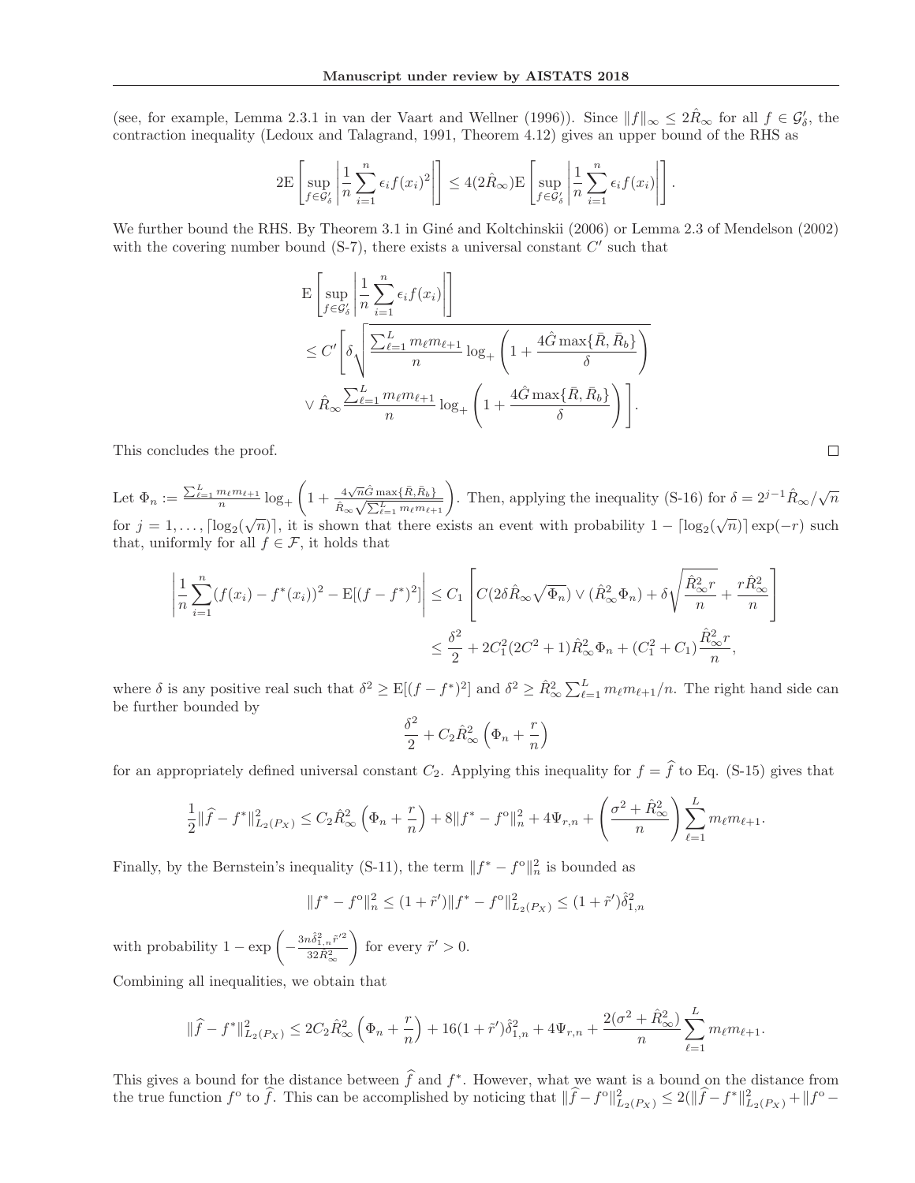(see, for example, Lemma 2.3.1 in van der Vaart and Wellner (1996)). Since $\|f\|_\infty \le 2\hat{R}_\infty$ for all $f \in \mathcal{G}'_\delta$, the contraction inequality (Ledoux and Talagrand, 1991, Theorem 4.12) gives an upper bound of the RHS as

$$2\mathrm{E}\left[\sup_{f \in \mathcal{G}'_\delta} \left| \frac{1}{n}\sum_{i=1}^n \epsilon_i f(x_i)^2 \right|\right] \le 4(2\hat{R}_\infty)\mathrm{E}\left[\sup_{f \in \mathcal{G}'_\delta} \left| \frac{1}{n}\sum_{i=1}^n \epsilon_i f(x_i) \right|\right].$$

We further bound the RHS. By Theorem 3.1 in Giné and Koltchinskii (2006) or Lemma 2.3 of Mendelson (2002) with the covering number bound (S-7), there exists a universal constant $C'$ such that

$$\begin{aligned}
&\mathrm{E}\left[\sup_{f \in \mathcal{G}'_\delta} \left| \frac{1}{n}\sum_{i=1}^n \epsilon_i f(x_i) \right|\right] \\
&\le C'\left[\delta\sqrt{\frac{\sum_{\ell=1}^L m_\ell m_{\ell+1}}{n}\log_+\left(1 + \frac{4\hat{G}\max\{\bar{R},\bar{R}_b\}}{\delta}\right)} \right. \\
&\quad \left. \vee \hat{R}_\infty \frac{\sum_{\ell=1}^L m_\ell m_{\ell+1}}{n}\log_+\left(1 + \frac{4\hat{G}\max\{\bar{R},\bar{R}_b\}}{\delta}\right)\right].
\end{aligned}$$

This concludes the proof. □

Let $\Phi_n := \frac{\sum_{\ell=1}^L m_\ell m_{\ell+1}}{n}\log_+\left(1 + \frac{4\sqrt{n}\hat{G}\max\{\bar{R},\bar{R}_b\}}{\hat{R}_\infty\sqrt{\sum_{\ell=1}^L m_\ell m_{\ell+1}}}\right)$. Then, applying the inequality (S-16) for $\delta = 2^{j-1}\hat{R}_\infty/\sqrt{n}$ for $j = 1, \dots, \lceil \log_2(\sqrt{n}) \rceil$, it is shown that there exists an event with probability $1 - \lceil \log_2(\sqrt{n}) \rceil \exp(-r)$ such that, uniformly for all $f \in \mathcal{F}$, it holds that

$$\begin{aligned}
\left| \frac{1}{n}\sum_{i=1}^n (f(x_i) - f^*(x_i))^2 - \mathrm{E}[(f - f^*)^2] \right| &\le C_1\left[C(2\delta\hat{R}_\infty\sqrt{\Phi_n}) \vee (\hat{R}_\infty^2\Phi_n) + \delta\sqrt{\frac{\hat{R}_\infty^2 r}{n}} + \frac{r\hat{R}_\infty^2}{n}\right] \\
&\le \frac{\delta^2}{2} + 2C_1^2(2C^2+1)\hat{R}_\infty^2\Phi_n + (C_1^2 + C_1)\frac{\hat{R}_\infty^2 r}{n},
\end{aligned}$$

where $\delta$ is any positive real such that $\delta^2 \ge \mathrm{E}[(f - f^*)^2]$ and $\delta^2 \ge \hat{R}_\infty^2 \sum_{\ell=1}^L m_\ell m_{\ell+1}/n$. The right hand side can be further bounded by

$$\frac{\delta^2}{2} + C_2\hat{R}_\infty^2\left(\Phi_n + \frac{r}{n}\right)$$

for an appropriately defined universal constant $C_2$. Applying this inequality for $f = \widehat{f}$ to Eq. (S-15) gives that

$$\frac{1}{2}\|\widehat{f} - f^*\|_{L_2(P_X)}^2 \le C_2\hat{R}_\infty^2\left(\Phi_n + \frac{r}{n}\right) + 8\|f^* - f^{\mathrm{o}}\|_n^2 + 4\Psi_{r,n} + \left(\frac{\sigma^2 + \hat{R}_\infty^2}{n}\right)\sum_{\ell=1}^L m_\ell m_{\ell+1}.$$

Finally, by the Bernstein's inequality (S-11), the term $\|f^* - f^{\mathrm{o}}\|_n^2$ is bounded as

$$\|f^* - f^{\mathrm{o}}\|_n^2 \le (1 + \tilde{r}')\|f^* - f^{\mathrm{o}}\|_{L_2(P_X)}^2 \le (1 + \tilde{r}')\hat{\delta}_{1,n}^2$$

with probability $1 - \exp\left(-\frac{3n\hat{\delta}_{1,n}^2\tilde{r}'^2}{32\hat{R}_\infty^2}\right)$ for every $\tilde{r}' > 0$.

Combining all inequalities, we obtain that

$$\|\widehat{f} - f^*\|_{L_2(P_X)}^2 \le 2C_2\hat{R}_\infty^2\left(\Phi_n + \frac{r}{n}\right) + 16(1 + \tilde{r}')\hat{\delta}_{1,n}^2 + 4\Psi_{r,n} + \frac{2(\sigma^2 + \hat{R}_\infty^2)}{n}\sum_{\ell=1}^L m_\ell m_{\ell+1}.$$

This gives a bound for the distance between $\widehat{f}$ and $f^*$. However, what we want is a bound on the distance from the true function $f^{\mathrm{o}}$ to $\widehat{f}$. This can be accomplished by noticing that $\|\widehat{f} - f^{\mathrm{o}}\|_{L_2(P_X)}^2 \le 2(\|\widehat{f} - f^*\|_{L_2(P_X)}^2 + \|f^{\mathrm{o}} -$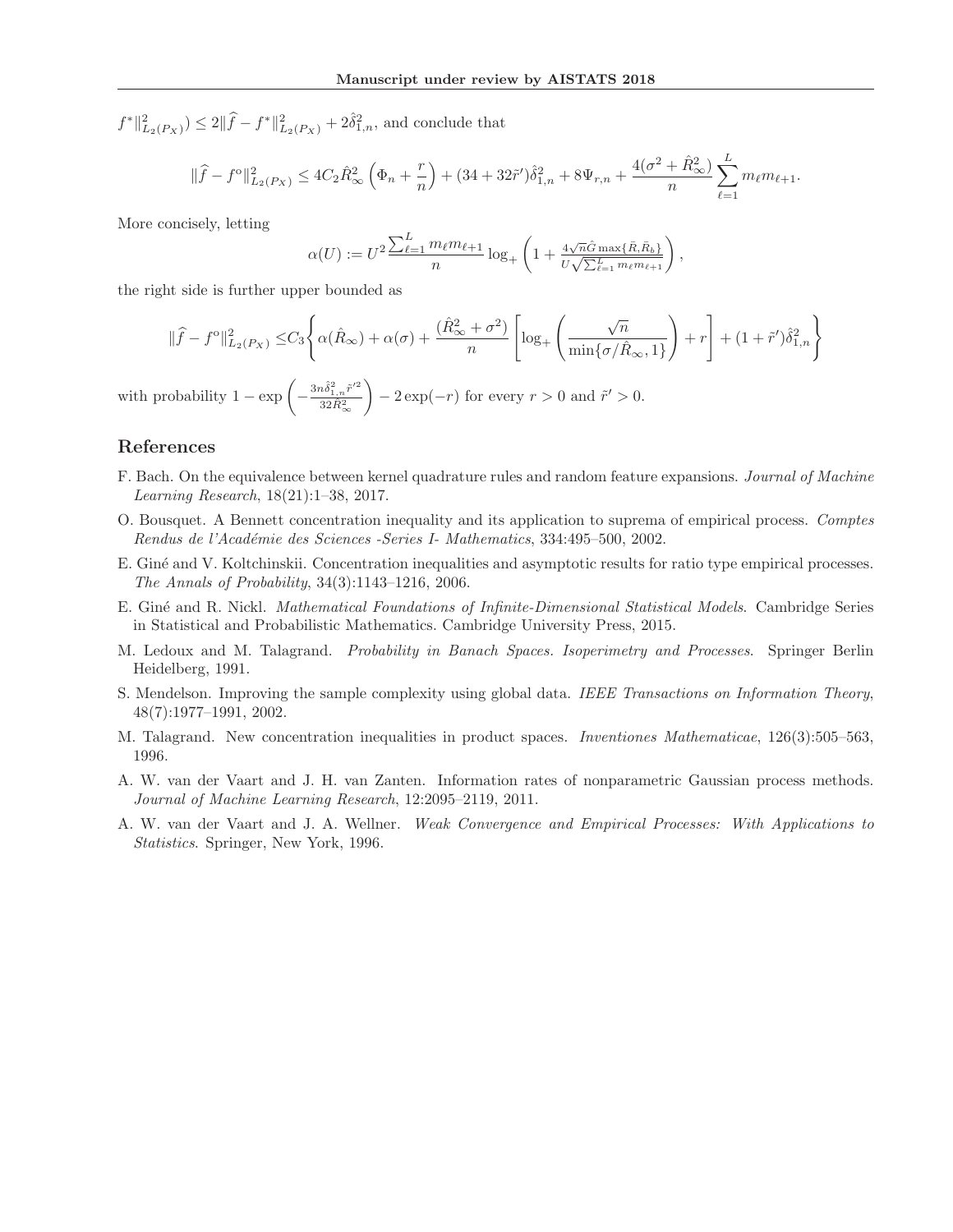$f^*\|_{L_2(P_X)}^2) \leq 2\|\widehat{f} - f^*\|_{L_2(P_X)}^2 + 2\hat{\delta}_{1,n}^2$, and conclude that

$$\|\widehat{f} - f^{\rm o}\|_{L_2(P_X)}^2 \leq 4C_2\hat{R}_\infty^2\left(\Phi_n + \frac{r}{n}\right) + (34 + 32\tilde{r}')\hat{\delta}_{1,n}^2 + 8\Psi_{r,n} + \frac{4(\sigma^2 + \hat{R}_\infty^2)}{n}\sum_{\ell=1}^{L} m_\ell m_{\ell+1}.$$

More concisely, letting

$$\alpha(U) := U^2 \frac{\sum_{\ell=1}^{L} m_\ell m_{\ell+1}}{n} \log_+\left(1 + \frac{4\sqrt{n}\hat{G}\max\{\bar{R}, \bar{R}_b\}}{U\sqrt{\sum_{\ell=1}^{L} m_\ell m_{\ell+1}}}\right),$$

the right side is further upper bounded as

$$\|\widehat{f} - f^{\rm o}\|_{L_2(P_X)}^2 \leq C_3\left\{\alpha(\hat{R}_\infty) + \alpha(\sigma) + \frac{(\hat{R}_\infty^2 + \sigma^2)}{n}\left[\log_+\left(\frac{\sqrt{n}}{\min\{\sigma/\hat{R}_\infty, 1\}}\right) + r\right] + (1 + \tilde{r}')\hat{\delta}_{1,n}^2\right\}$$

with probability $1 - \exp\left(-\frac{3n\hat{\delta}_{1,n}^2\tilde{r}'^2}{32\hat{R}_\infty^2}\right) - 2\exp(-r)$ for every $r > 0$ and $\tilde{r}' > 0$.

## References

F. Bach. On the equivalence between kernel quadrature rules and random feature expansions. *Journal of Machine Learning Research*, 18(21):1–38, 2017.

O. Bousquet. A Bennett concentration inequality and its application to suprema of empirical process. *Comptes Rendus de l'Académie des Sciences -Series I- Mathematics*, 334:495–500, 2002.

E. Giné and V. Koltchinskii. Concentration inequalities and asymptotic results for ratio type empirical processes. *The Annals of Probability*, 34(3):1143–1216, 2006.

E. Giné and R. Nickl. *Mathematical Foundations of Infinite-Dimensional Statistical Models*. Cambridge Series in Statistical and Probabilistic Mathematics. Cambridge University Press, 2015.

M. Ledoux and M. Talagrand. *Probability in Banach Spaces. Isoperimetry and Processes*. Springer Berlin Heidelberg, 1991.

S. Mendelson. Improving the sample complexity using global data. *IEEE Transactions on Information Theory*, 48(7):1977–1991, 2002.

M. Talagrand. New concentration inequalities in product spaces. *Inventiones Mathematicae*, 126(3):505–563, 1996.

A. W. van der Vaart and J. H. van Zanten. Information rates of nonparametric Gaussian process methods. *Journal of Machine Learning Research*, 12:2095–2119, 2011.

A. W. van der Vaart and J. A. Wellner. *Weak Convergence and Empirical Processes: With Applications to Statistics*. Springer, New York, 1996.